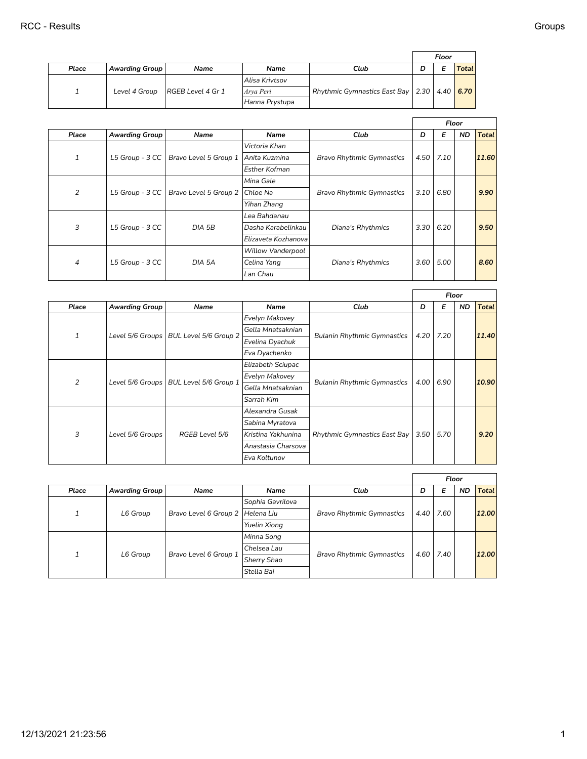| Place | Awarding Group | Name | Name | Club | Floor D | Floor E | Floor Total |
|---|---|---|---|---|---|---|---|
| 1 | Level 4 Group | RGEB Level 4 Gr 1 | Alisa Krivtsov | Rhythmic Gymnastics East Bay | 2.30 | 4.40 | 6.70 |
| | | | Arya Peri | | | | |
| | | | Hanna Prystupa | | | | |

| Place | Awarding Group | Name | Name | Club | Floor D | Floor E | Floor ND | Floor Total |
|---|---|---|---|---|---|---|---|---|
| 1 | L5 Group - 3 CC | Bravo Level 5 Group 1 | Victoria Khan | Bravo Rhythmic Gymnastics | 4.50 | 7.10 | | 11.60 |
| | | | Anita Kuzmina | | | | | |
| | | | Esther Kofman | | | | | |
| 2 | L5 Group - 3 CC | Bravo Level 5 Group 2 | Mina Gale | Bravo Rhythmic Gymnastics | 3.10 | 6.80 | | 9.90 |
| | | | Chloe Na | | | | | |
| | | | Yihan Zhang | | | | | |
| 3 | L5 Group - 3 CC | DIA 5B | Lea Bahdanau | Diana's Rhythmics | 3.30 | 6.20 | | 9.50 |
| | | | Dasha Karabelinkau | | | | | |
| | | | Elizaveta Kozhanova | | | | | |
| 4 | L5 Group - 3 CC | DIA 5A | Willow Vanderpool | Diana's Rhythmics | 3.60 | 5.00 | | 8.60 |
| | | | Celina Yang | | | | | |
| | | | Lan Chau | | | | | |

| Place | Awarding Group | Name | Name | Club | Floor D | Floor E | Floor ND | Floor Total |
|---|---|---|---|---|---|---|---|---|
| 1 | Level 5/6 Groups | BUL Level 5/6 Group 2 | Evelyn Makovey | Bulanin Rhythmic Gymnastics | 4.20 | 7.20 | | 11.40 |
| | | | Gella Mnatsaknian | | | | | |
| | | | Evelina Dyachuk | | | | | |
| | | | Eva Dyachenko | | | | | |
| 2 | Level 5/6 Groups | BUL Level 5/6 Group 1 | Elizabeth Sciupac | Bulanin Rhythmic Gymnastics | 4.00 | 6.90 | | 10.90 |
| | | | Evelyn Makovey | | | | | |
| | | | Gella Mnatsaknian | | | | | |
| | | | Sarrah Kim | | | | | |
| 3 | Level 5/6 Groups | RGEB Level 5/6 | Alexandra Gusak | Rhythmic Gymnastics East Bay | 3.50 | 5.70 | | 9.20 |
| | | | Sabina Myratova | | | | | |
| | | | Kristina Yakhunina | | | | | |
| | | | Anastasia Charsova | | | | | |
| | | | Eva Koltunov | | | | | |

| Place | Awarding Group | Name | Name | Club | Floor D | Floor E | Floor ND | Floor Total |
|---|---|---|---|---|---|---|---|---|
| 1 | L6 Group | Bravo Level 6 Group 2 | Sophia Gavrilova | Bravo Rhythmic Gymnastics | 4.40 | 7.60 | | 12.00 |
| | | | Helena Liu | | | | | |
| | | | Yuelin Xiong | | | | | |
| 1 | L6 Group | Bravo Level 6 Group 1 | Minna Song | Bravo Rhythmic Gymnastics | 4.60 | 7.40 | | 12.00 |
| | | | Chelsea Lau | | | | | |
| | | | Sherry Shao | | | | | |
| | | | Stella Bai | | | | | |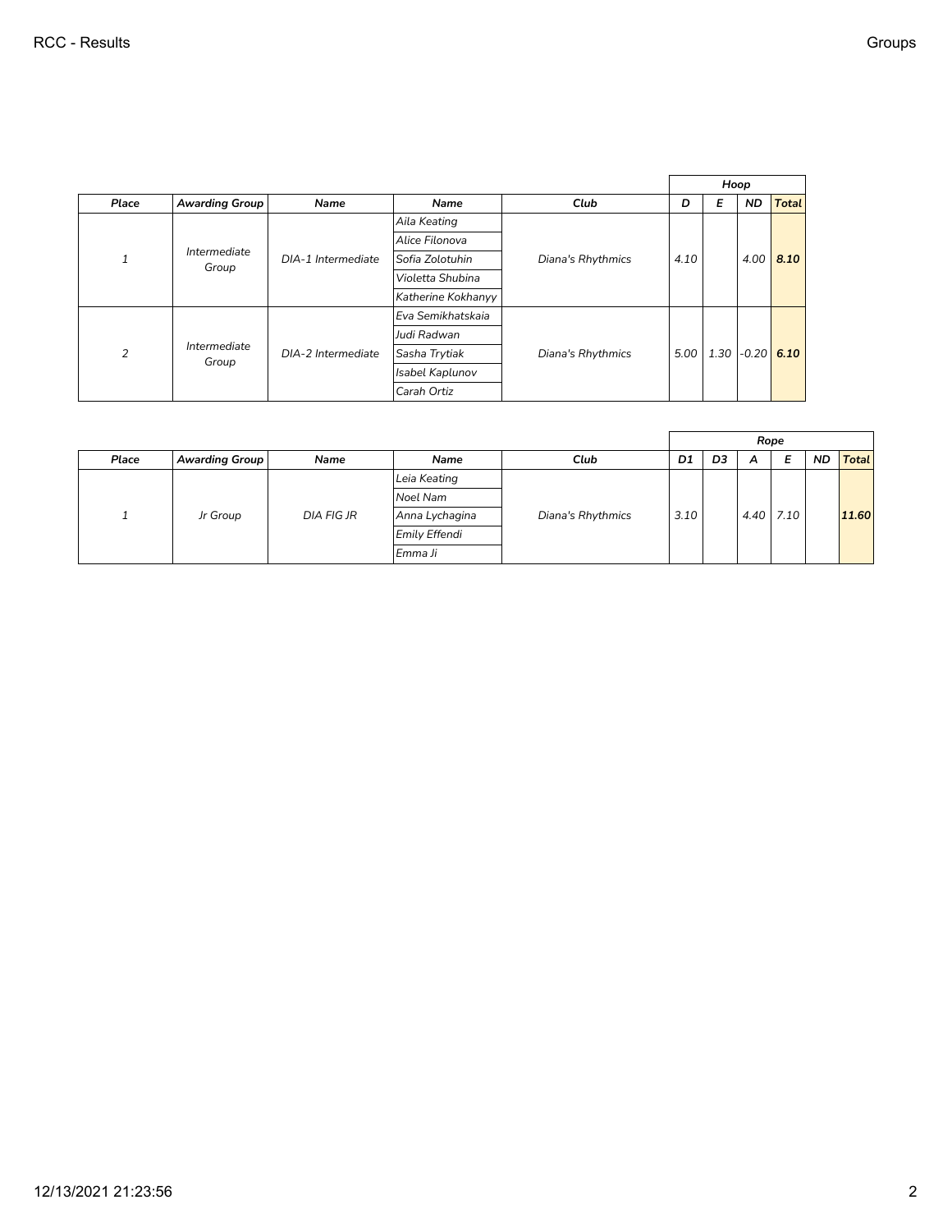| Place | Awarding Group | Name | Name | Club | Hoop | | | |
|---|---|---|---|---|---|---|---|---|
| | | | | | D | E | ND | Total |
| 1 | Intermediate Group | DIA-1 Intermediate | Aila Keating<br>Alice Filonova<br>Sofia Zolotuhin<br>Violetta Shubina<br>Katherine Kokhanyy | Diana's Rhythmics | 4.10 | | 4.00 | **8.10** |
| 2 | Intermediate Group | DIA-2 Intermediate | Eva Semikhatskaia<br>Judi Radwan<br>Sasha Trytiak<br>Isabel Kaplunov<br>Carah Ortiz | Diana's Rhythmics | 5.00 | 1.30 | -0.20 | **6.10** |

| Place | Awarding Group | Name | Name | Club | Rope | | | | | |
|---|---|---|---|---|---|---|---|---|---|---|
| | | | | | D1 | D3 | A | E | ND | Total |
| 1 | Jr Group | DIA FIG JR | Leia Keating<br>Noel Nam<br>Anna Lychagina<br>Emily Effendi<br>Emma Ji | Diana's Rhythmics | 3.10 | | 4.40 | 7.10 | | **11.60** |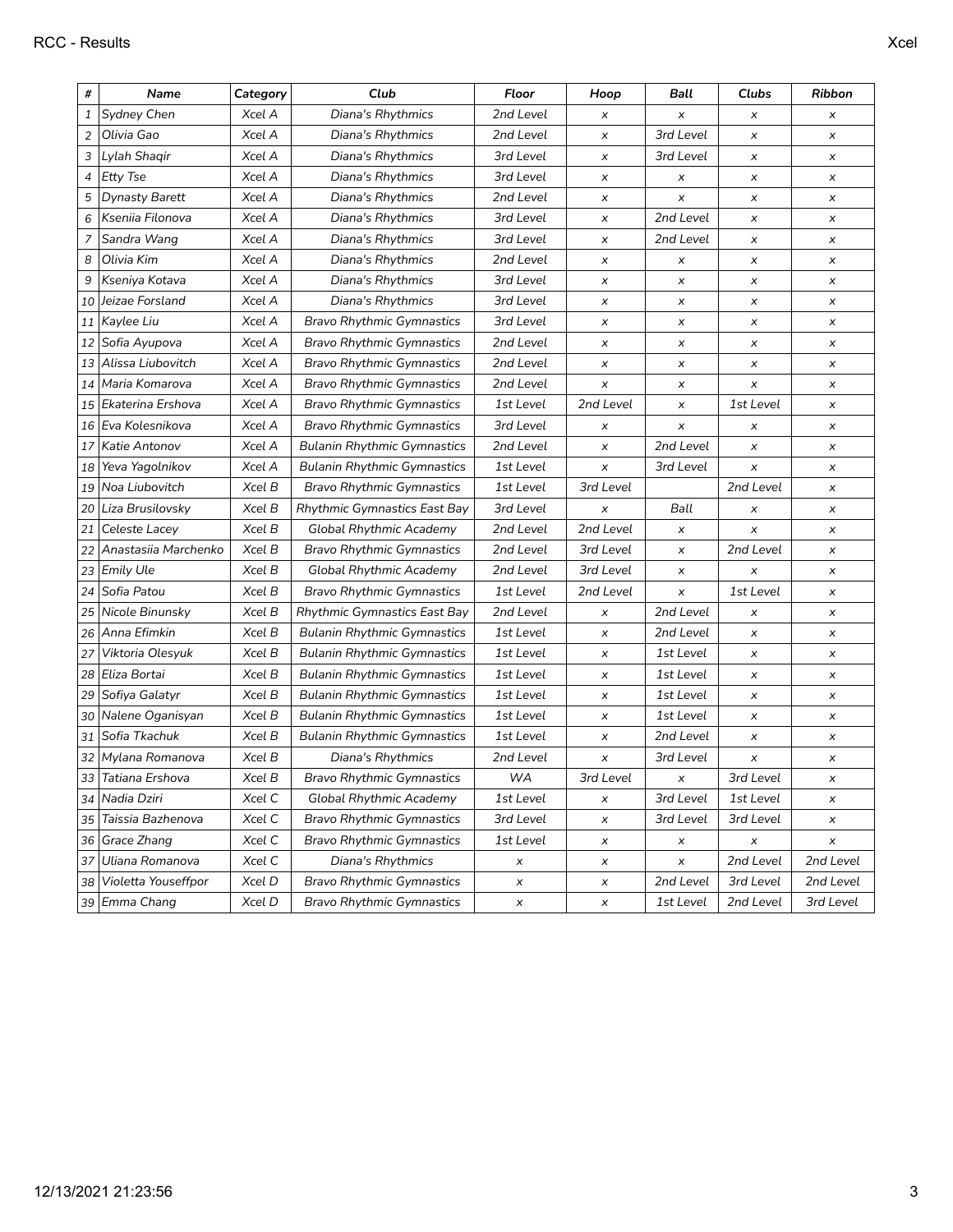| # | Name | Category | Club | Floor | Hoop | Ball | Clubs | Ribbon |
|---|---|---|---|---|---|---|---|---|
| 1 | Sydney Chen | Xcel A | Diana's Rhythmics | 2nd Level | x | x | x | x |
| 2 | Olivia Gao | Xcel A | Diana's Rhythmics | 2nd Level | x | 3rd Level | x | x |
| 3 | Lylah Shaqir | Xcel A | Diana's Rhythmics | 3rd Level | x | 3rd Level | x | x |
| 4 | Etty Tse | Xcel A | Diana's Rhythmics | 3rd Level | x | x | x | x |
| 5 | Dynasty Barett | Xcel A | Diana's Rhythmics | 2nd Level | x | x | x | x |
| 6 | Kseniia Filonova | Xcel A | Diana's Rhythmics | 3rd Level | x | 2nd Level | x | x |
| 7 | Sandra Wang | Xcel A | Diana's Rhythmics | 3rd Level | x | 2nd Level | x | x |
| 8 | Olivia Kim | Xcel A | Diana's Rhythmics | 2nd Level | x | x | x | x |
| 9 | Kseniya Kotava | Xcel A | Diana's Rhythmics | 3rd Level | x | x | x | x |
| 10 | Jeizae Forsland | Xcel A | Diana's Rhythmics | 3rd Level | x | x | x | x |
| 11 | Kaylee Liu | Xcel A | Bravo Rhythmic Gymnastics | 3rd Level | x | x | x | x |
| 12 | Sofia Ayupova | Xcel A | Bravo Rhythmic Gymnastics | 2nd Level | x | x | x | x |
| 13 | Alissa Liubovitch | Xcel A | Bravo Rhythmic Gymnastics | 2nd Level | x | x | x | x |
| 14 | Maria Komarova | Xcel A | Bravo Rhythmic Gymnastics | 2nd Level | x | x | x | x |
| 15 | Ekaterina Ershova | Xcel A | Bravo Rhythmic Gymnastics | 1st Level | 2nd Level | x | 1st Level | x |
| 16 | Eva Kolesnikova | Xcel A | Bravo Rhythmic Gymnastics | 3rd Level | x | x | x | x |
| 17 | Katie Antonov | Xcel A | Bulanin Rhythmic Gymnastics | 2nd Level | x | 2nd Level | x | x |
| 18 | Yeva Yagolnikov | Xcel A | Bulanin Rhythmic Gymnastics | 1st Level | x | 3rd Level | x | x |
| 19 | Noa Liubovitch | Xcel B | Bravo Rhythmic Gymnastics | 1st Level | 3rd Level | | 2nd Level | x |
| 20 | Liza Brusilovsky | Xcel B | Rhythmic Gymnastics East Bay | 3rd Level | x | Ball | x | x |
| 21 | Celeste Lacey | Xcel B | Global Rhythmic Academy | 2nd Level | 2nd Level | x | x | x |
| 22 | Anastasiia Marchenko | Xcel B | Bravo Rhythmic Gymnastics | 2nd Level | 3rd Level | x | 2nd Level | x |
| 23 | Emily Ule | Xcel B | Global Rhythmic Academy | 2nd Level | 3rd Level | x | x | x |
| 24 | Sofia Patou | Xcel B | Bravo Rhythmic Gymnastics | 1st Level | 2nd Level | x | 1st Level | x |
| 25 | Nicole Binunsky | Xcel B | Rhythmic Gymnastics East Bay | 2nd Level | x | 2nd Level | x | x |
| 26 | Anna Efimkin | Xcel B | Bulanin Rhythmic Gymnastics | 1st Level | x | 2nd Level | x | x |
| 27 | Viktoria Olesyuk | Xcel B | Bulanin Rhythmic Gymnastics | 1st Level | x | 1st Level | x | x |
| 28 | Eliza Bortai | Xcel B | Bulanin Rhythmic Gymnastics | 1st Level | x | 1st Level | x | x |
| 29 | Sofiya Galatyr | Xcel B | Bulanin Rhythmic Gymnastics | 1st Level | x | 1st Level | x | x |
| 30 | Nalene Oganisyan | Xcel B | Bulanin Rhythmic Gymnastics | 1st Level | x | 1st Level | x | x |
| 31 | Sofia Tkachuk | Xcel B | Bulanin Rhythmic Gymnastics | 1st Level | x | 2nd Level | x | x |
| 32 | Mylana Romanova | Xcel B | Diana's Rhythmics | 2nd Level | x | 3rd Level | x | x |
| 33 | Tatiana Ershova | Xcel B | Bravo Rhythmic Gymnastics | WA | 3rd Level | x | 3rd Level | x |
| 34 | Nadia Dziri | Xcel C | Global Rhythmic Academy | 1st Level | x | 3rd Level | 1st Level | x |
| 35 | Taissia Bazhenova | Xcel C | Bravo Rhythmic Gymnastics | 3rd Level | x | 3rd Level | 3rd Level | x |
| 36 | Grace Zhang | Xcel C | Bravo Rhythmic Gymnastics | 1st Level | x | x | x | x |
| 37 | Uliana Romanova | Xcel C | Diana's Rhythmics | x | x | x | 2nd Level | 2nd Level |
| 38 | Violetta Youseffpor | Xcel D | Bravo Rhythmic Gymnastics | x | x | 2nd Level | 3rd Level | 2nd Level |
| 39 | Emma Chang | Xcel D | Bravo Rhythmic Gymnastics | x | x | 1st Level | 2nd Level | 3rd Level |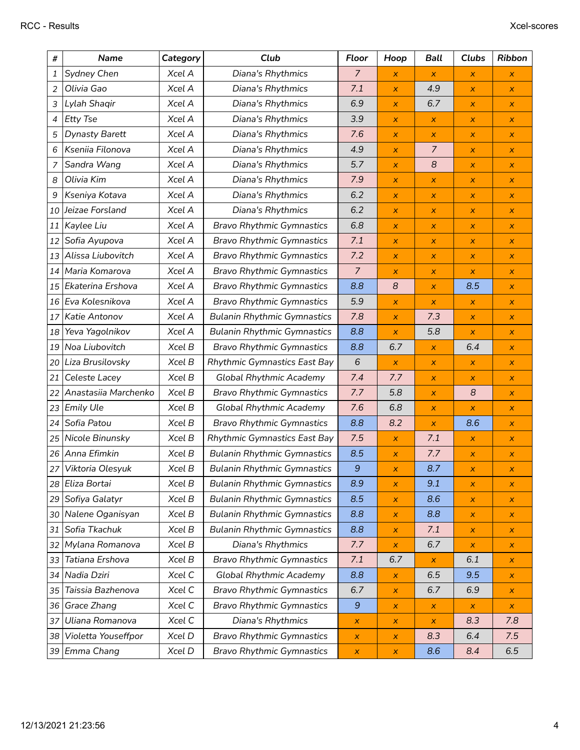| # | Name | Category | Club | Floor | Hoop | Ball | Clubs | Ribbon |
|---|---|---|---|---|---|---|---|---|
| 1 | Sydney Chen | Xcel A | Diana's Rhythmics | 7 | x | x | x | x |
| 2 | Olivia Gao | Xcel A | Diana's Rhythmics | 7.1 | x | 4.9 | x | x |
| 3 | Lylah Shaqir | Xcel A | Diana's Rhythmics | 6.9 | x | 6.7 | x | x |
| 4 | Etty Tse | Xcel A | Diana's Rhythmics | 3.9 | x | x | x | x |
| 5 | Dynasty Barett | Xcel A | Diana's Rhythmics | 7.6 | x | x | x | x |
| 6 | Kseniia Filonova | Xcel A | Diana's Rhythmics | 4.9 | x | 7 | x | x |
| 7 | Sandra Wang | Xcel A | Diana's Rhythmics | 5.7 | x | 8 | x | x |
| 8 | Olivia Kim | Xcel A | Diana's Rhythmics | 7.9 | x | x | x | x |
| 9 | Kseniya Kotava | Xcel A | Diana's Rhythmics | 6.2 | x | x | x | x |
| 10 | Jeizae Forsland | Xcel A | Diana's Rhythmics | 6.2 | x | x | x | x |
| 11 | Kaylee Liu | Xcel A | Bravo Rhythmic Gymnastics | 6.8 | x | x | x | x |
| 12 | Sofia Ayupova | Xcel A | Bravo Rhythmic Gymnastics | 7.1 | x | x | x | x |
| 13 | Alissa Liubovitch | Xcel A | Bravo Rhythmic Gymnastics | 7.2 | x | x | x | x |
| 14 | Maria Komarova | Xcel A | Bravo Rhythmic Gymnastics | 7 | x | x | x | x |
| 15 | Ekaterina Ershova | Xcel A | Bravo Rhythmic Gymnastics | 8.8 | 8 | x | 8.5 | x |
| 16 | Eva Kolesnikova | Xcel A | Bravo Rhythmic Gymnastics | 5.9 | x | x | x | x |
| 17 | Katie Antonov | Xcel A | Bulanin Rhythmic Gymnastics | 7.8 | x | 7.3 | x | x |
| 18 | Yeva Yagolnikov | Xcel A | Bulanin Rhythmic Gymnastics | 8.8 | x | 5.8 | x | x |
| 19 | Noa Liubovitch | Xcel B | Bravo Rhythmic Gymnastics | 8.8 | 6.7 | x | 6.4 | x |
| 20 | Liza Brusilovsky | Xcel B | Rhythmic Gymnastics East Bay | 6 | x | x | x | x |
| 21 | Celeste Lacey | Xcel B | Global Rhythmic Academy | 7.4 | 7.7 | x | x | x |
| 22 | Anastasiia Marchenko | Xcel B | Bravo Rhythmic Gymnastics | 7.7 | 5.8 | x | 8 | x |
| 23 | Emily Ule | Xcel B | Global Rhythmic Academy | 7.6 | 6.8 | x | x | x |
| 24 | Sofia Patou | Xcel B | Bravo Rhythmic Gymnastics | 8.8 | 8.2 | x | 8.6 | x |
| 25 | Nicole Binunsky | Xcel B | Rhythmic Gymnastics East Bay | 7.5 | x | 7.1 | x | x |
| 26 | Anna Efimkin | Xcel B | Bulanin Rhythmic Gymnastics | 8.5 | x | 7.7 | x | x |
| 27 | Viktoria Olesyuk | Xcel B | Bulanin Rhythmic Gymnastics | 9 | x | 8.7 | x | x |
| 28 | Eliza Bortai | Xcel B | Bulanin Rhythmic Gymnastics | 8.9 | x | 9.1 | x | x |
| 29 | Sofiya Galatyr | Xcel B | Bulanin Rhythmic Gymnastics | 8.5 | x | 8.6 | x | x |
| 30 | Nalene Oganisyan | Xcel B | Bulanin Rhythmic Gymnastics | 8.8 | x | 8.8 | x | x |
| 31 | Sofia Tkachuk | Xcel B | Bulanin Rhythmic Gymnastics | 8.8 | x | 7.1 | x | x |
| 32 | Mylana Romanova | Xcel B | Diana's Rhythmics | 7.7 | x | 6.7 | x | x |
| 33 | Tatiana Ershova | Xcel B | Bravo Rhythmic Gymnastics | 7.1 | 6.7 | x | 6.1 | x |
| 34 | Nadia Dziri | Xcel C | Global Rhythmic Academy | 8.8 | x | 6.5 | 9.5 | x |
| 35 | Taissia Bazhenova | Xcel C | Bravo Rhythmic Gymnastics | 6.7 | x | 6.7 | 6.9 | x |
| 36 | Grace Zhang | Xcel C | Bravo Rhythmic Gymnastics | 9 | x | x | x | x |
| 37 | Uliana Romanova | Xcel C | Diana's Rhythmics | x | x | x | 8.3 | 7.8 |
| 38 | Violetta Youseffpor | Xcel D | Bravo Rhythmic Gymnastics | x | x | 8.3 | 6.4 | 7.5 |
| 39 | Emma Chang | Xcel D | Bravo Rhythmic Gymnastics | x | x | 8.6 | 8.4 | 6.5 |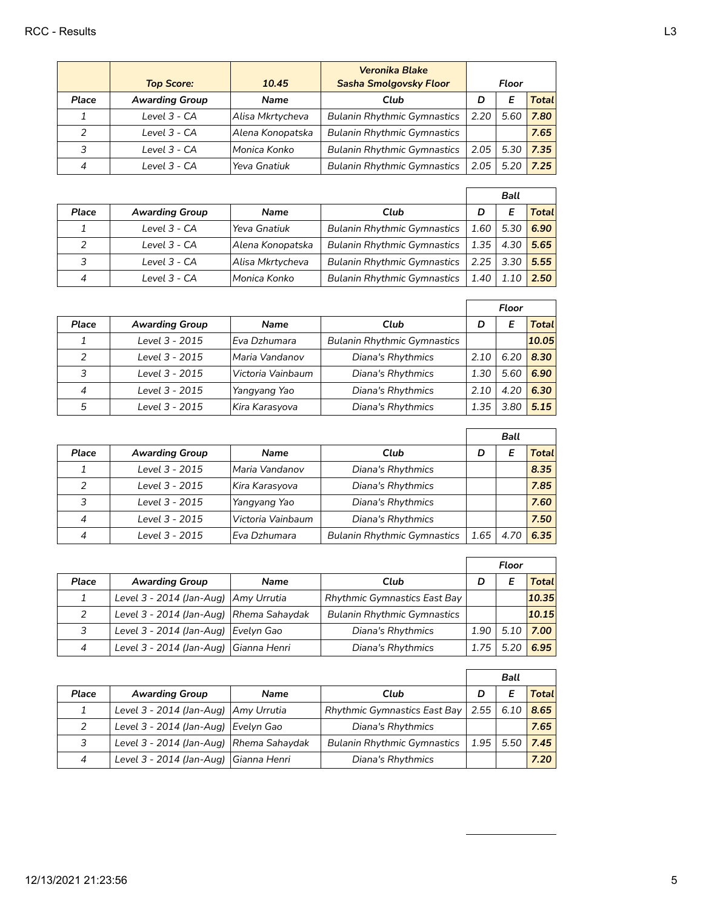| | Top Score: | 10.45 | Veronika Blake Sasha Smolgovsky Floor | Floor | | |
|---|---|---|---|---|---|---|
| Place | Awarding Group | Name | Club | D | E | Total |
| 1 | Level 3 - CA | Alisa Mkrtycheva | Bulanin Rhythmic Gymnastics | 2.20 | 5.60 | 7.80 |
| 2 | Level 3 - CA | Alena Konopatska | Bulanin Rhythmic Gymnastics | | | 7.65 |
| 3 | Level 3 - CA | Monica Konko | Bulanin Rhythmic Gymnastics | 2.05 | 5.30 | 7.35 |
| 4 | Level 3 - CA | Yeva Gnatiuk | Bulanin Rhythmic Gymnastics | 2.05 | 5.20 | 7.25 |

| | | | | Ball | | |
|---|---|---|---|---|---|---|
| Place | Awarding Group | Name | Club | D | E | Total |
| 1 | Level 3 - CA | Yeva Gnatiuk | Bulanin Rhythmic Gymnastics | 1.60 | 5.30 | 6.90 |
| 2 | Level 3 - CA | Alena Konopatska | Bulanin Rhythmic Gymnastics | 1.35 | 4.30 | 5.65 |
| 3 | Level 3 - CA | Alisa Mkrtycheva | Bulanin Rhythmic Gymnastics | 2.25 | 3.30 | 5.55 |
| 4 | Level 3 - CA | Monica Konko | Bulanin Rhythmic Gymnastics | 1.40 | 1.10 | 2.50 |

| | | | | Floor | | |
|---|---|---|---|---|---|---|
| Place | Awarding Group | Name | Club | D | E | Total |
| 1 | Level 3 - 2015 | Eva Dzhumara | Bulanin Rhythmic Gymnastics | | | 10.05 |
| 2 | Level 3 - 2015 | Maria Vandanov | Diana's Rhythmics | 2.10 | 6.20 | 8.30 |
| 3 | Level 3 - 2015 | Victoria Vainbaum | Diana's Rhythmics | 1.30 | 5.60 | 6.90 |
| 4 | Level 3 - 2015 | Yangyang Yao | Diana's Rhythmics | 2.10 | 4.20 | 6.30 |
| 5 | Level 3 - 2015 | Kira Karasyova | Diana's Rhythmics | 1.35 | 3.80 | 5.15 |

| | | | | Ball | | |
|---|---|---|---|---|---|---|
| Place | Awarding Group | Name | Club | D | E | Total |
| 1 | Level 3 - 2015 | Maria Vandanov | Diana's Rhythmics | | | 8.35 |
| 2 | Level 3 - 2015 | Kira Karasyova | Diana's Rhythmics | | | 7.85 |
| 3 | Level 3 - 2015 | Yangyang Yao | Diana's Rhythmics | | | 7.60 |
| 4 | Level 3 - 2015 | Victoria Vainbaum | Diana's Rhythmics | | | 7.50 |
| 4 | Level 3 - 2015 | Eva Dzhumara | Bulanin Rhythmic Gymnastics | 1.65 | 4.70 | 6.35 |

| | | | | Floor | | |
|---|---|---|---|---|---|---|
| Place | Awarding Group | Name | Club | D | E | Total |
| 1 | Level 3 - 2014 (Jan-Aug) | Amy Urrutia | Rhythmic Gymnastics East Bay | | | 10.35 |
| 2 | Level 3 - 2014 (Jan-Aug) | Rhema Sahaydak | Bulanin Rhythmic Gymnastics | | | 10.15 |
| 3 | Level 3 - 2014 (Jan-Aug) | Evelyn Gao | Diana's Rhythmics | 1.90 | 5.10 | 7.00 |
| 4 | Level 3 - 2014 (Jan-Aug) | Gianna Henri | Diana's Rhythmics | 1.75 | 5.20 | 6.95 |

| | | | | Ball | | |
|---|---|---|---|---|---|---|
| Place | Awarding Group | Name | Club | D | E | Total |
| 1 | Level 3 - 2014 (Jan-Aug) | Amy Urrutia | Rhythmic Gymnastics East Bay | 2.55 | 6.10 | 8.65 |
| 2 | Level 3 - 2014 (Jan-Aug) | Evelyn Gao | Diana's Rhythmics | | | 7.65 |
| 3 | Level 3 - 2014 (Jan-Aug) | Rhema Sahaydak | Bulanin Rhythmic Gymnastics | 1.95 | 5.50 | 7.45 |
| 4 | Level 3 - 2014 (Jan-Aug) | Gianna Henri | Diana's Rhythmics | | | 7.20 |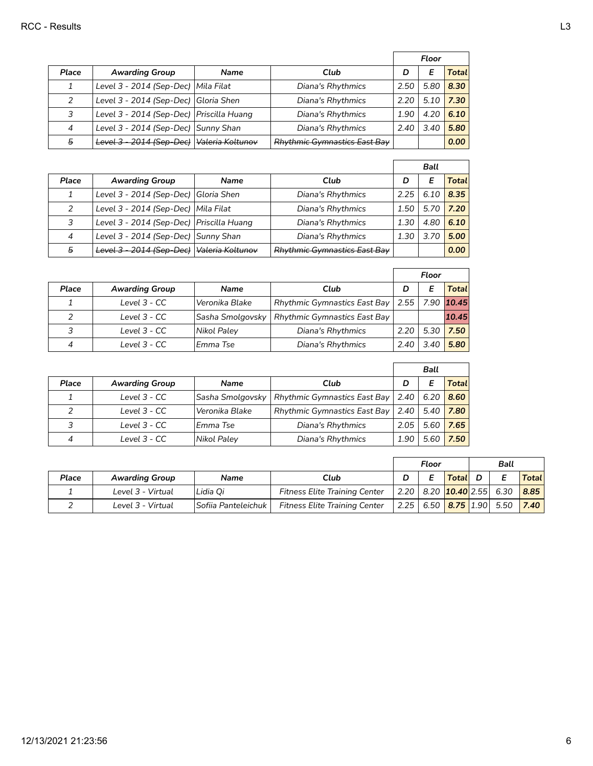| Place | Awarding Group | Name | Club | Floor D | Floor E | Floor Total |
|---|---|---|---|---|---|---|
| 1 | Level 3 - 2014 (Sep-Dec) | Mila Filat | Diana's Rhythmics | 2.50 | 5.80 | **8.30** |
| 2 | Level 3 - 2014 (Sep-Dec) | Gloria Shen | Diana's Rhythmics | 2.20 | 5.10 | **7.30** |
| 3 | Level 3 - 2014 (Sep-Dec) | Priscilla Huang | Diana's Rhythmics | 1.90 | 4.20 | **6.10** |
| 4 | Level 3 - 2014 (Sep-Dec) | Sunny Shan | Diana's Rhythmics | 2.40 | 3.40 | **5.80** |
| ~~5~~ | ~~Level 3 - 2014 (Sep-Dec)~~ | ~~Valeria Koltunov~~ | ~~Rhythmic Gymnastics East Bay~~ | | | **0.00** |

| Place | Awarding Group | Name | Club | Ball D | Ball E | Ball Total |
|---|---|---|---|---|---|---|
| 1 | Level 3 - 2014 (Sep-Dec) | Gloria Shen | Diana's Rhythmics | 2.25 | 6.10 | **8.35** |
| 2 | Level 3 - 2014 (Sep-Dec) | Mila Filat | Diana's Rhythmics | 1.50 | 5.70 | **7.20** |
| 3 | Level 3 - 2014 (Sep-Dec) | Priscilla Huang | Diana's Rhythmics | 1.30 | 4.80 | **6.10** |
| 4 | Level 3 - 2014 (Sep-Dec) | Sunny Shan | Diana's Rhythmics | 1.30 | 3.70 | **5.00** |
| ~~5~~ | ~~Level 3 - 2014 (Sep-Dec)~~ | ~~Valeria Koltunov~~ | ~~Rhythmic Gymnastics East Bay~~ | | | **0.00** |

| Place | Awarding Group | Name | Club | Floor D | Floor E | Floor Total |
|---|---|---|---|---|---|---|
| 1 | Level 3 - CC | Veronika Blake | Rhythmic Gymnastics East Bay | 2.55 | 7.90 | **10.45** |
| 2 | Level 3 - CC | Sasha Smolgovsky | Rhythmic Gymnastics East Bay | | | **10.45** |
| 3 | Level 3 - CC | Nikol Paley | Diana's Rhythmics | 2.20 | 5.30 | **7.50** |
| 4 | Level 3 - CC | Emma Tse | Diana's Rhythmics | 2.40 | 3.40 | **5.80** |

| Place | Awarding Group | Name | Club | Ball D | Ball E | Ball Total |
|---|---|---|---|---|---|---|
| 1 | Level 3 - CC | Sasha Smolgovsky | Rhythmic Gymnastics East Bay | 2.40 | 6.20 | **8.60** |
| 2 | Level 3 - CC | Veronika Blake | Rhythmic Gymnastics East Bay | 2.40 | 5.40 | **7.80** |
| 3 | Level 3 - CC | Emma Tse | Diana's Rhythmics | 2.05 | 5.60 | **7.65** |
| 4 | Level 3 - CC | Nikol Paley | Diana's Rhythmics | 1.90 | 5.60 | **7.50** |

| Place | Awarding Group | Name | Club | Floor D | Floor E | Floor Total | Ball D | Ball E | Ball Total |
|---|---|---|---|---|---|---|---|---|---|
| 1 | Level 3 - Virtual | Lidia Qi | Fitness Elite Training Center | 2.20 | 8.20 | **10.40** | 2.55 | 6.30 | **8.85** |
| 2 | Level 3 - Virtual | Sofiia Panteleichuk | Fitness Elite Training Center | 2.25 | 6.50 | **8.75** | 1.90 | 5.50 | **7.40** |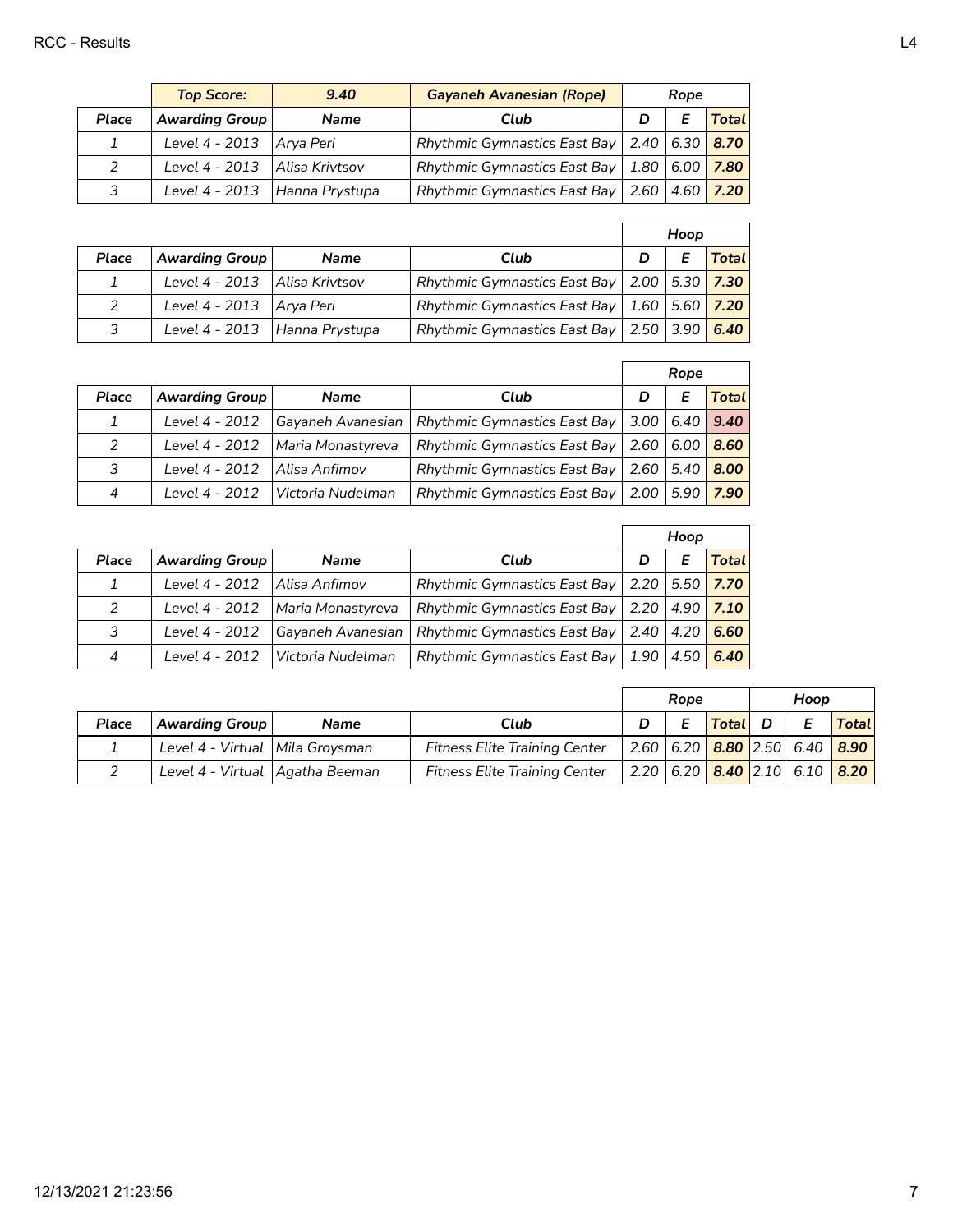| | Top Score: | 9.40 | Gayaneh Avanesian (Rope) | Rope | | |
|---|---|---|---|---|---|---|
| Place | Awarding Group | Name | Club | D | E | Total |
| 1 | Level 4 - 2013 | Arya Peri | Rhythmic Gymnastics East Bay | 2.40 | 6.30 | 8.70 |
| 2 | Level 4 - 2013 | Alisa Krivtsov | Rhythmic Gymnastics East Bay | 1.80 | 6.00 | 7.80 |
| 3 | Level 4 - 2013 | Hanna Prystupa | Rhythmic Gymnastics East Bay | 2.60 | 4.60 | 7.20 |

| | | | | Hoop | | |
|---|---|---|---|---|---|---|
| Place | Awarding Group | Name | Club | D | E | Total |
| 1 | Level 4 - 2013 | Alisa Krivtsov | Rhythmic Gymnastics East Bay | 2.00 | 5.30 | 7.30 |
| 2 | Level 4 - 2013 | Arya Peri | Rhythmic Gymnastics East Bay | 1.60 | 5.60 | 7.20 |
| 3 | Level 4 - 2013 | Hanna Prystupa | Rhythmic Gymnastics East Bay | 2.50 | 3.90 | 6.40 |

| | | | | Rope | | |
|---|---|---|---|---|---|---|
| Place | Awarding Group | Name | Club | D | E | Total |
| 1 | Level 4 - 2012 | Gayaneh Avanesian | Rhythmic Gymnastics East Bay | 3.00 | 6.40 | 9.40 |
| 2 | Level 4 - 2012 | Maria Monastyreva | Rhythmic Gymnastics East Bay | 2.60 | 6.00 | 8.60 |
| 3 | Level 4 - 2012 | Alisa Anfimov | Rhythmic Gymnastics East Bay | 2.60 | 5.40 | 8.00 |
| 4 | Level 4 - 2012 | Victoria Nudelman | Rhythmic Gymnastics East Bay | 2.00 | 5.90 | 7.90 |

| | | | | Hoop | | |
|---|---|---|---|---|---|---|
| Place | Awarding Group | Name | Club | D | E | Total |
| 1 | Level 4 - 2012 | Alisa Anfimov | Rhythmic Gymnastics East Bay | 2.20 | 5.50 | 7.70 |
| 2 | Level 4 - 2012 | Maria Monastyreva | Rhythmic Gymnastics East Bay | 2.20 | 4.90 | 7.10 |
| 3 | Level 4 - 2012 | Gayaneh Avanesian | Rhythmic Gymnastics East Bay | 2.40 | 4.20 | 6.60 |
| 4 | Level 4 - 2012 | Victoria Nudelman | Rhythmic Gymnastics East Bay | 1.90 | 4.50 | 6.40 |

| | | | | Rope | | | Hoop | | |
|---|---|---|---|---|---|---|---|---|---|
| Place | Awarding Group | Name | Club | D | E | Total | D | E | Total |
| 1 | Level 4 - Virtual | Mila Groysman | Fitness Elite Training Center | 2.60 | 6.20 | 8.80 | 2.50 | 6.40 | 8.90 |
| 2 | Level 4 - Virtual | Agatha Beeman | Fitness Elite Training Center | 2.20 | 6.20 | 8.40 | 2.10 | 6.10 | 8.20 |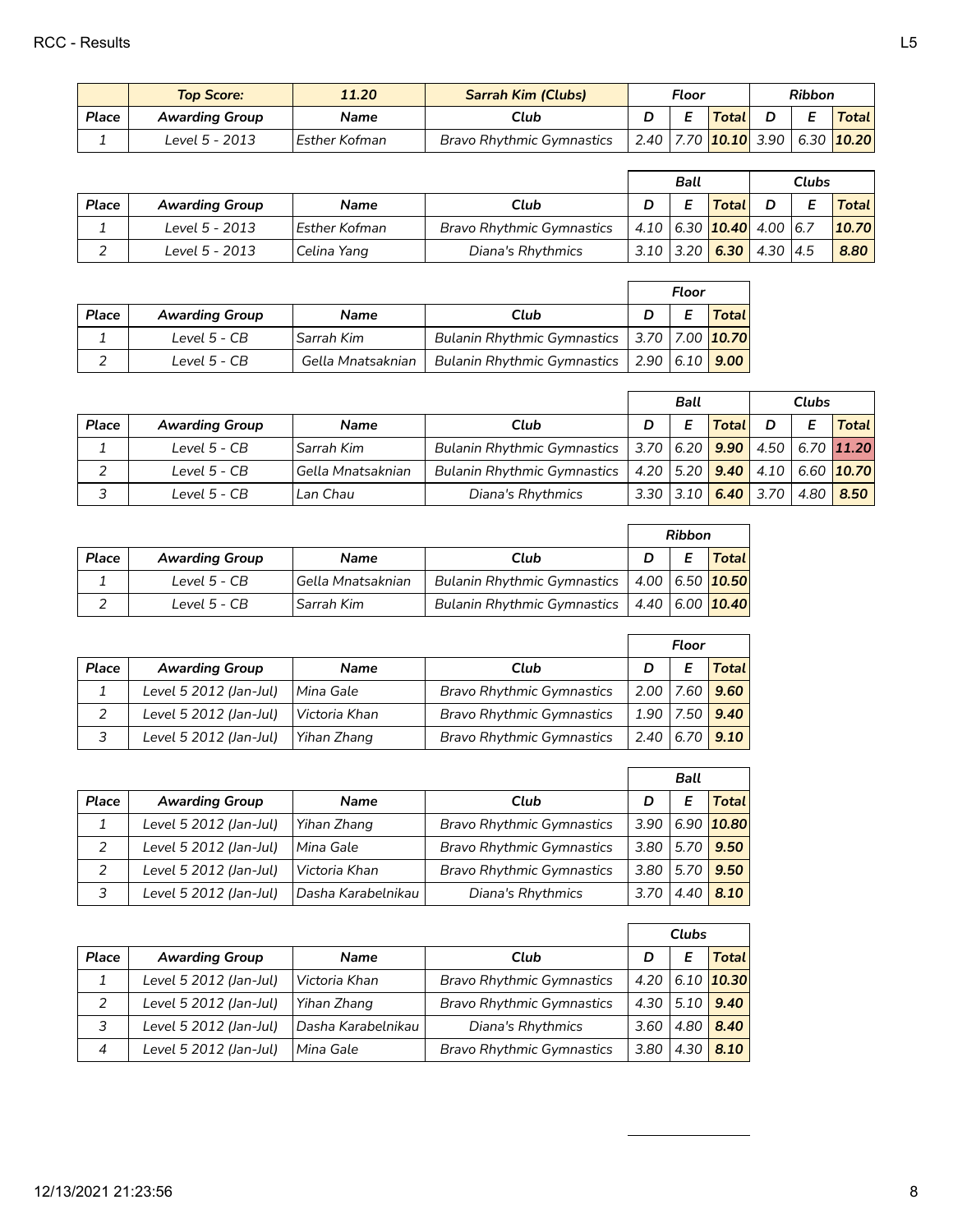| | Top Score: | 11.20 | Sarrah Kim (Clubs) | Floor | | | Ribbon | | |
|---|---|---|---|---|---|---|---|---|---|
| **Place** | **Awarding Group** | **Name** | **Club** | **D** | **E** | **Total** | **D** | **E** | **Total** |
| 1 | Level 5 - 2013 | Esther Kofman | Bravo Rhythmic Gymnastics | 2.40 | 7.70 | **10.10** | 3.90 | 6.30 | **10.20** |

| | | | | Ball | | | Clubs | | |
|---|---|---|---|---|---|---|---|---|---|
| **Place** | **Awarding Group** | **Name** | **Club** | **D** | **E** | **Total** | **D** | **E** | **Total** |
| 1 | Level 5 - 2013 | Esther Kofman | Bravo Rhythmic Gymnastics | 4.10 | 6.30 | **10.40** | 4.00 | 6.7 | **10.70** |
| 2 | Level 5 - 2013 | Celina Yang | Diana's Rhythmics | 3.10 | 3.20 | **6.30** | 4.30 | 4.5 | **8.80** |

| | | | | Floor | | |
|---|---|---|---|---|---|---|
| **Place** | **Awarding Group** | **Name** | **Club** | **D** | **E** | **Total** |
| 1 | Level 5 - CB | Sarrah Kim | Bulanin Rhythmic Gymnastics | 3.70 | 7.00 | **10.70** |
| 2 | Level 5 - CB | Gella Mnatsaknian | Bulanin Rhythmic Gymnastics | 2.90 | 6.10 | **9.00** |

| | | | | Ball | | | Clubs | | |
|---|---|---|---|---|---|---|---|---|---|
| **Place** | **Awarding Group** | **Name** | **Club** | **D** | **E** | **Total** | **D** | **E** | **Total** |
| 1 | Level 5 - CB | Sarrah Kim | Bulanin Rhythmic Gymnastics | 3.70 | 6.20 | **9.90** | 4.50 | 6.70 | **11.20** |
| 2 | Level 5 - CB | Gella Mnatsaknian | Bulanin Rhythmic Gymnastics | 4.20 | 5.20 | **9.40** | 4.10 | 6.60 | **10.70** |
| 3 | Level 5 - CB | Lan Chau | Diana's Rhythmics | 3.30 | 3.10 | **6.40** | 3.70 | 4.80 | **8.50** |

| | | | | Ribbon | | |
|---|---|---|---|---|---|---|
| **Place** | **Awarding Group** | **Name** | **Club** | **D** | **E** | **Total** |
| 1 | Level 5 - CB | Gella Mnatsaknian | Bulanin Rhythmic Gymnastics | 4.00 | 6.50 | **10.50** |
| 2 | Level 5 - CB | Sarrah Kim | Bulanin Rhythmic Gymnastics | 4.40 | 6.00 | **10.40** |

| | | | | Floor | | |
|---|---|---|---|---|---|---|
| **Place** | **Awarding Group** | **Name** | **Club** | **D** | **E** | **Total** |
| 1 | Level 5 2012 (Jan-Jul) | Mina Gale | Bravo Rhythmic Gymnastics | 2.00 | 7.60 | **9.60** |
| 2 | Level 5 2012 (Jan-Jul) | Victoria Khan | Bravo Rhythmic Gymnastics | 1.90 | 7.50 | **9.40** |
| 3 | Level 5 2012 (Jan-Jul) | Yihan Zhang | Bravo Rhythmic Gymnastics | 2.40 | 6.70 | **9.10** |

| | | | | Ball | | |
|---|---|---|---|---|---|---|
| **Place** | **Awarding Group** | **Name** | **Club** | **D** | **E** | **Total** |
| 1 | Level 5 2012 (Jan-Jul) | Yihan Zhang | Bravo Rhythmic Gymnastics | 3.90 | 6.90 | **10.80** |
| 2 | Level 5 2012 (Jan-Jul) | Mina Gale | Bravo Rhythmic Gymnastics | 3.80 | 5.70 | **9.50** |
| 2 | Level 5 2012 (Jan-Jul) | Victoria Khan | Bravo Rhythmic Gymnastics | 3.80 | 5.70 | **9.50** |
| 3 | Level 5 2012 (Jan-Jul) | Dasha Karabelnikau | Diana's Rhythmics | 3.70 | 4.40 | **8.10** |

| | | | | Clubs | | |
|---|---|---|---|---|---|---|
| **Place** | **Awarding Group** | **Name** | **Club** | **D** | **E** | **Total** |
| 1 | Level 5 2012 (Jan-Jul) | Victoria Khan | Bravo Rhythmic Gymnastics | 4.20 | 6.10 | **10.30** |
| 2 | Level 5 2012 (Jan-Jul) | Yihan Zhang | Bravo Rhythmic Gymnastics | 4.30 | 5.10 | **9.40** |
| 3 | Level 5 2012 (Jan-Jul) | Dasha Karabelnikau | Diana's Rhythmics | 3.60 | 4.80 | **8.40** |
| 4 | Level 5 2012 (Jan-Jul) | Mina Gale | Bravo Rhythmic Gymnastics | 3.80 | 4.30 | **8.10** |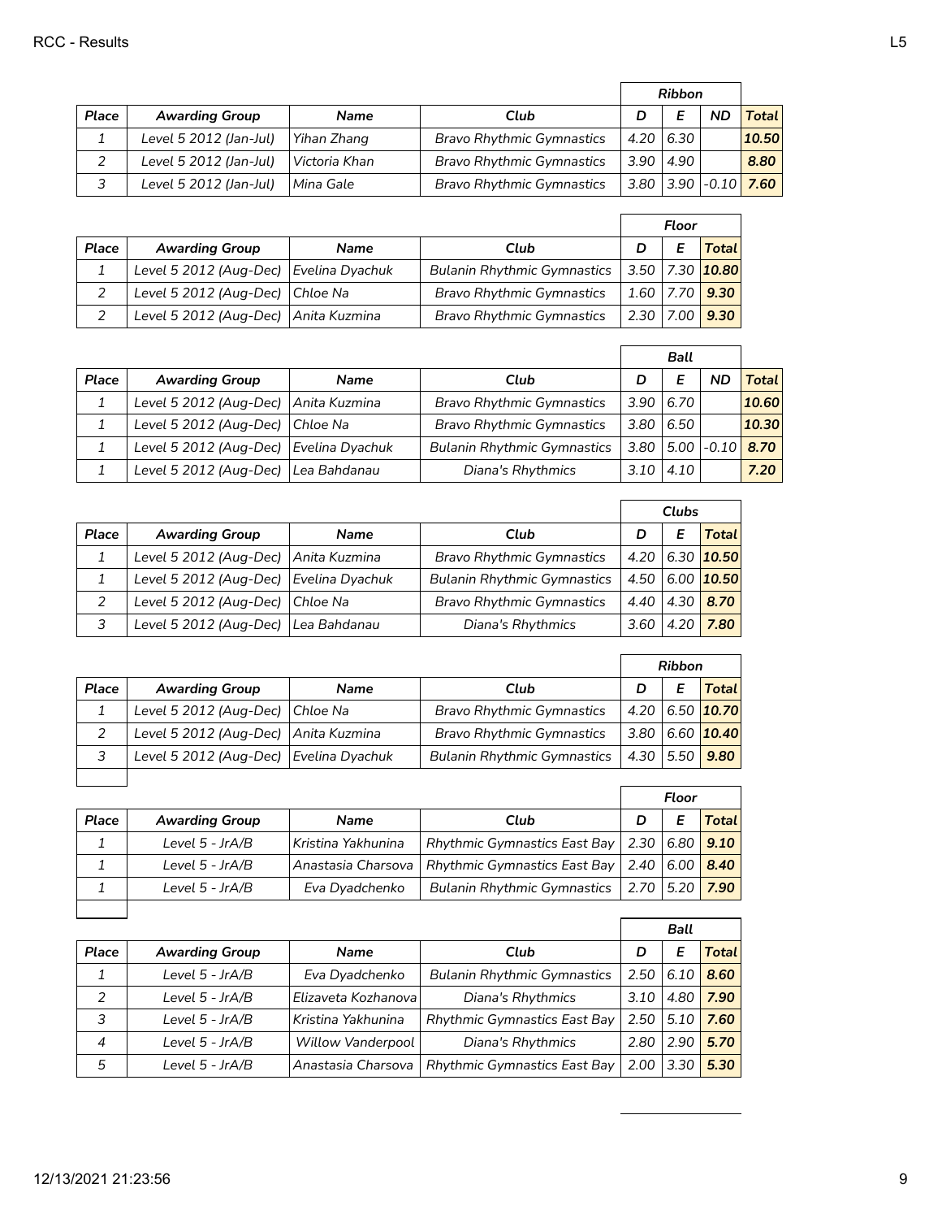| Place | Awarding Group | Name | Club | Ribbon D | E | ND | Total |
|---|---|---|---|---|---|---|---|
| 1 | Level 5 2012 (Jan-Jul) | Yihan Zhang | Bravo Rhythmic Gymnastics | 4.20 | 6.30 | | **10.50** |
| 2 | Level 5 2012 (Jan-Jul) | Victoria Khan | Bravo Rhythmic Gymnastics | 3.90 | 4.90 | | **8.80** |
| 3 | Level 5 2012 (Jan-Jul) | Mina Gale | Bravo Rhythmic Gymnastics | 3.80 | 3.90 | -0.10 | **7.60** |

| Place | Awarding Group | Name | Club | Floor D | E | Total |
|---|---|---|---|---|---|---|
| 1 | Level 5 2012 (Aug-Dec) | Evelina Dyachuk | Bulanin Rhythmic Gymnastics | 3.50 | 7.30 | **10.80** |
| 2 | Level 5 2012 (Aug-Dec) | Chloe Na | Bravo Rhythmic Gymnastics | 1.60 | 7.70 | **9.30** |
| 2 | Level 5 2012 (Aug-Dec) | Anita Kuzmina | Bravo Rhythmic Gymnastics | 2.30 | 7.00 | **9.30** |

| Place | Awarding Group | Name | Club | Ball D | E | ND | Total |
|---|---|---|---|---|---|---|---|
| 1 | Level 5 2012 (Aug-Dec) | Anita Kuzmina | Bravo Rhythmic Gymnastics | 3.90 | 6.70 | | **10.60** |
| 1 | Level 5 2012 (Aug-Dec) | Chloe Na | Bravo Rhythmic Gymnastics | 3.80 | 6.50 | | **10.30** |
| 1 | Level 5 2012 (Aug-Dec) | Evelina Dyachuk | Bulanin Rhythmic Gymnastics | 3.80 | 5.00 | -0.10 | **8.70** |
| 1 | Level 5 2012 (Aug-Dec) | Lea Bahdanau | Diana's Rhythmics | 3.10 | 4.10 | | **7.20** |

| Place | Awarding Group | Name | Club | Clubs D | E | Total |
|---|---|---|---|---|---|---|
| 1 | Level 5 2012 (Aug-Dec) | Anita Kuzmina | Bravo Rhythmic Gymnastics | 4.20 | 6.30 | **10.50** |
| 1 | Level 5 2012 (Aug-Dec) | Evelina Dyachuk | Bulanin Rhythmic Gymnastics | 4.50 | 6.00 | **10.50** |
| 2 | Level 5 2012 (Aug-Dec) | Chloe Na | Bravo Rhythmic Gymnastics | 4.40 | 4.30 | **8.70** |
| 3 | Level 5 2012 (Aug-Dec) | Lea Bahdanau | Diana's Rhythmics | 3.60 | 4.20 | **7.80** |

| Place | Awarding Group | Name | Club | Ribbon D | E | Total |
|---|---|---|---|---|---|---|
| 1 | Level 5 2012 (Aug-Dec) | Chloe Na | Bravo Rhythmic Gymnastics | 4.20 | 6.50 | **10.70** |
| 2 | Level 5 2012 (Aug-Dec) | Anita Kuzmina | Bravo Rhythmic Gymnastics | 3.80 | 6.60 | **10.40** |
| 3 | Level 5 2012 (Aug-Dec) | Evelina Dyachuk | Bulanin Rhythmic Gymnastics | 4.30 | 5.50 | **9.80** |

| Place | Awarding Group | Name | Club | Floor D | E | Total |
|---|---|---|---|---|---|---|
| 1 | Level 5 - JrA/B | Kristina Yakhunina | Rhythmic Gymnastics East Bay | 2.30 | 6.80 | **9.10** |
| 1 | Level 5 - JrA/B | Anastasia Charsova | Rhythmic Gymnastics East Bay | 2.40 | 6.00 | **8.40** |
| 1 | Level 5 - JrA/B | Eva Dyadchenko | Bulanin Rhythmic Gymnastics | 2.70 | 5.20 | **7.90** |

| Place | Awarding Group | Name | Club | Ball D | E | Total |
|---|---|---|---|---|---|---|
| 1 | Level 5 - JrA/B | Eva Dyadchenko | Bulanin Rhythmic Gymnastics | 2.50 | 6.10 | **8.60** |
| 2 | Level 5 - JrA/B | Elizaveta Kozhanova | Diana's Rhythmics | 3.10 | 4.80 | **7.90** |
| 3 | Level 5 - JrA/B | Kristina Yakhunina | Rhythmic Gymnastics East Bay | 2.50 | 5.10 | **7.60** |
| 4 | Level 5 - JrA/B | Willow Vanderpool | Diana's Rhythmics | 2.80 | 2.90 | **5.70** |
| 5 | Level 5 - JrA/B | Anastasia Charsova | Rhythmic Gymnastics East Bay | 2.00 | 3.30 | **5.30** |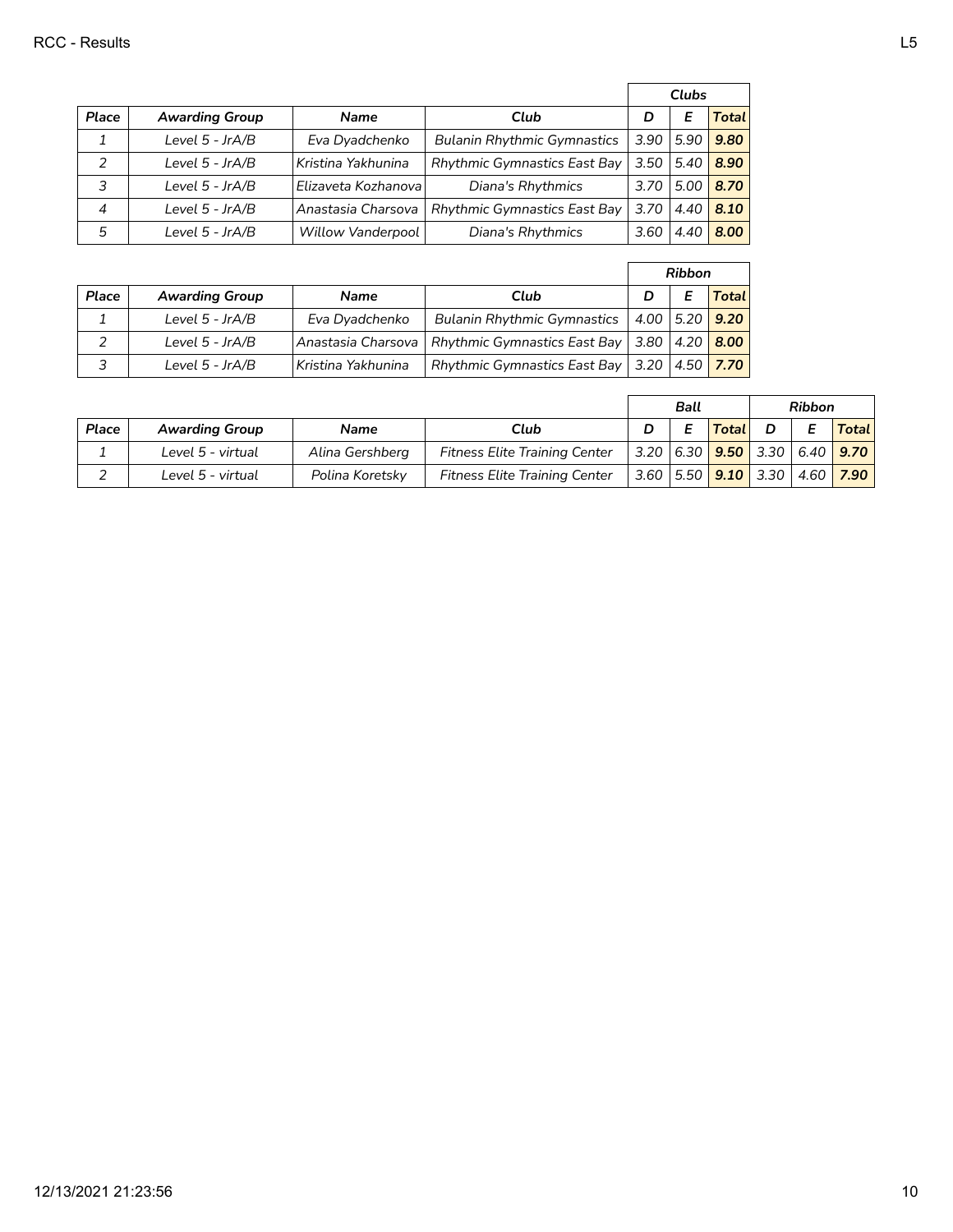| Place | Awarding Group | Name | Club | Clubs | | |
|---|---|---|---|---|---|---|
| | | | | D | E | Total |
| 1 | Level 5 - JrA/B | Eva Dyadchenko | Bulanin Rhythmic Gymnastics | 3.90 | 5.90 | **9.80** |
| 2 | Level 5 - JrA/B | Kristina Yakhunina | Rhythmic Gymnastics East Bay | 3.50 | 5.40 | **8.90** |
| 3 | Level 5 - JrA/B | Elizaveta Kozhanova | Diana's Rhythmics | 3.70 | 5.00 | **8.70** |
| 4 | Level 5 - JrA/B | Anastasia Charsova | Rhythmic Gymnastics East Bay | 3.70 | 4.40 | **8.10** |
| 5 | Level 5 - JrA/B | Willow Vanderpool | Diana's Rhythmics | 3.60 | 4.40 | **8.00** |

| Place | Awarding Group | Name | Club | Ribbon | | |
|---|---|---|---|---|---|---|
| | | | | D | E | Total |
| 1 | Level 5 - JrA/B | Eva Dyadchenko | Bulanin Rhythmic Gymnastics | 4.00 | 5.20 | **9.20** |
| 2 | Level 5 - JrA/B | Anastasia Charsova | Rhythmic Gymnastics East Bay | 3.80 | 4.20 | **8.00** |
| 3 | Level 5 - JrA/B | Kristina Yakhunina | Rhythmic Gymnastics East Bay | 3.20 | 4.50 | **7.70** |

| Place | Awarding Group | Name | Club | Ball | | | Ribbon | | |
|---|---|---|---|---|---|---|---|---|---|
| | | | | D | E | Total | D | E | Total |
| 1 | Level 5 - virtual | Alina Gershberg | Fitness Elite Training Center | 3.20 | 6.30 | **9.50** | 3.30 | 6.40 | **9.70** |
| 2 | Level 5 - virtual | Polina Koretsky | Fitness Elite Training Center | 3.60 | 5.50 | **9.10** | 3.30 | 4.60 | **7.90** |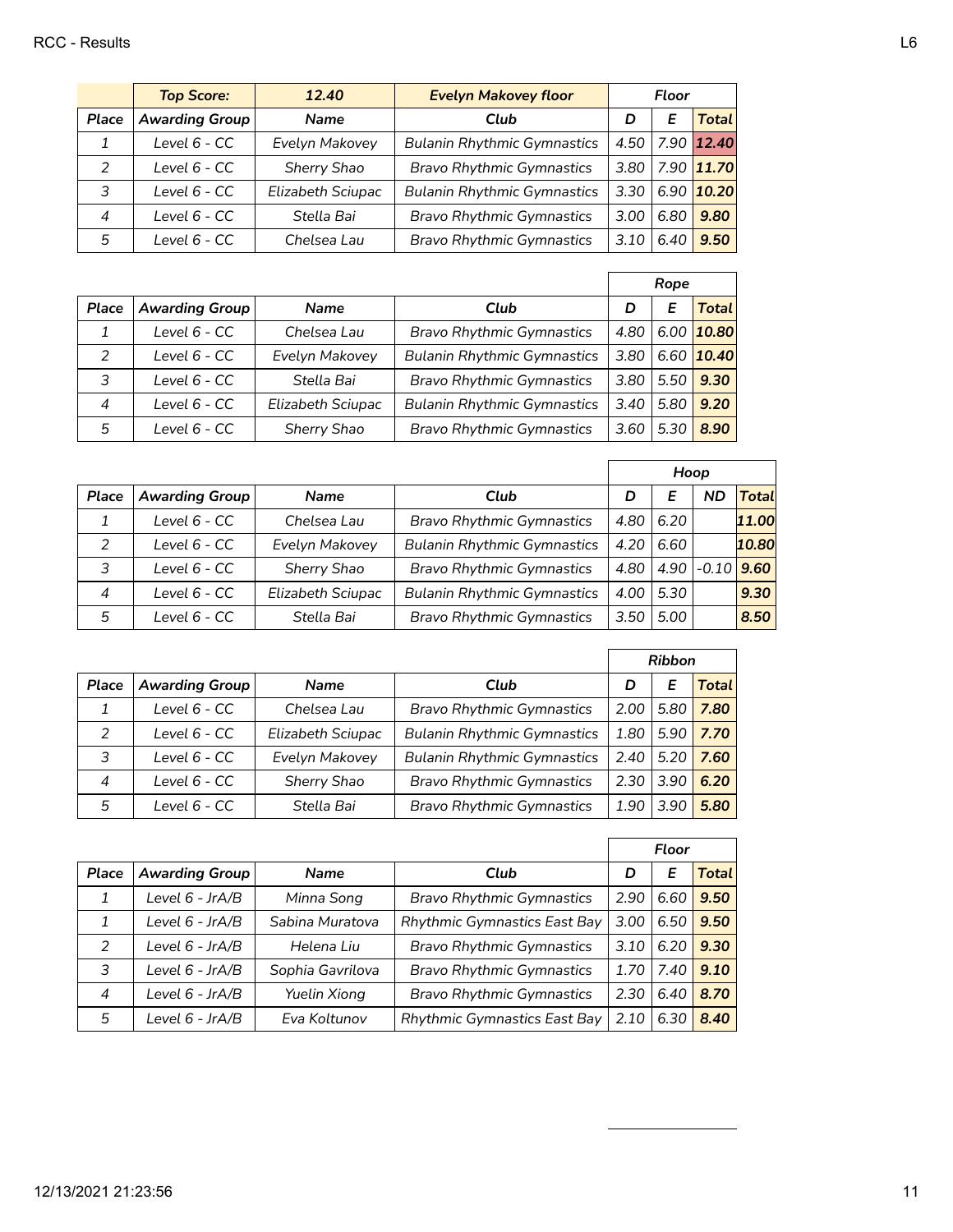| | Top Score: | 12.40 | Evelyn Makovey floor | Floor | | |
|---|---|---|---|---|---|---|
| Place | Awarding Group | Name | Club | D | E | Total |
| 1 | Level 6 - CC | Evelyn Makovey | Bulanin Rhythmic Gymnastics | 4.50 | 7.90 | 12.40 |
| 2 | Level 6 - CC | Sherry Shao | Bravo Rhythmic Gymnastics | 3.80 | 7.90 | 11.70 |
| 3 | Level 6 - CC | Elizabeth Sciupac | Bulanin Rhythmic Gymnastics | 3.30 | 6.90 | 10.20 |
| 4 | Level 6 - CC | Stella Bai | Bravo Rhythmic Gymnastics | 3.00 | 6.80 | 9.80 |
| 5 | Level 6 - CC | Chelsea Lau | Bravo Rhythmic Gymnastics | 3.10 | 6.40 | 9.50 |

| | | | | Rope | | |
|---|---|---|---|---|---|---|
| Place | Awarding Group | Name | Club | D | E | Total |
| 1 | Level 6 - CC | Chelsea Lau | Bravo Rhythmic Gymnastics | 4.80 | 6.00 | 10.80 |
| 2 | Level 6 - CC | Evelyn Makovey | Bulanin Rhythmic Gymnastics | 3.80 | 6.60 | 10.40 |
| 3 | Level 6 - CC | Stella Bai | Bravo Rhythmic Gymnastics | 3.80 | 5.50 | 9.30 |
| 4 | Level 6 - CC | Elizabeth Sciupac | Bulanin Rhythmic Gymnastics | 3.40 | 5.80 | 9.20 |
| 5 | Level 6 - CC | Sherry Shao | Bravo Rhythmic Gymnastics | 3.60 | 5.30 | 8.90 |

| | | | | Hoop | | | |
|---|---|---|---|---|---|---|---|
| Place | Awarding Group | Name | Club | D | E | ND | Total |
| 1 | Level 6 - CC | Chelsea Lau | Bravo Rhythmic Gymnastics | 4.80 | 6.20 | | 11.00 |
| 2 | Level 6 - CC | Evelyn Makovey | Bulanin Rhythmic Gymnastics | 4.20 | 6.60 | | 10.80 |
| 3 | Level 6 - CC | Sherry Shao | Bravo Rhythmic Gymnastics | 4.80 | 4.90 | -0.10 | 9.60 |
| 4 | Level 6 - CC | Elizabeth Sciupac | Bulanin Rhythmic Gymnastics | 4.00 | 5.30 | | 9.30 |
| 5 | Level 6 - CC | Stella Bai | Bravo Rhythmic Gymnastics | 3.50 | 5.00 | | 8.50 |

| | | | | Ribbon | | |
|---|---|---|---|---|---|---|
| Place | Awarding Group | Name | Club | D | E | Total |
| 1 | Level 6 - CC | Chelsea Lau | Bravo Rhythmic Gymnastics | 2.00 | 5.80 | 7.80 |
| 2 | Level 6 - CC | Elizabeth Sciupac | Bulanin Rhythmic Gymnastics | 1.80 | 5.90 | 7.70 |
| 3 | Level 6 - CC | Evelyn Makovey | Bulanin Rhythmic Gymnastics | 2.40 | 5.20 | 7.60 |
| 4 | Level 6 - CC | Sherry Shao | Bravo Rhythmic Gymnastics | 2.30 | 3.90 | 6.20 |
| 5 | Level 6 - CC | Stella Bai | Bravo Rhythmic Gymnastics | 1.90 | 3.90 | 5.80 |

| | | | | Floor | | |
|---|---|---|---|---|---|---|
| Place | Awarding Group | Name | Club | D | E | Total |
| 1 | Level 6 - JrA/B | Minna Song | Bravo Rhythmic Gymnastics | 2.90 | 6.60 | 9.50 |
| 1 | Level 6 - JrA/B | Sabina Muratova | Rhythmic Gymnastics East Bay | 3.00 | 6.50 | 9.50 |
| 2 | Level 6 - JrA/B | Helena Liu | Bravo Rhythmic Gymnastics | 3.10 | 6.20 | 9.30 |
| 3 | Level 6 - JrA/B | Sophia Gavrilova | Bravo Rhythmic Gymnastics | 1.70 | 7.40 | 9.10 |
| 4 | Level 6 - JrA/B | Yuelin Xiong | Bravo Rhythmic Gymnastics | 2.30 | 6.40 | 8.70 |
| 5 | Level 6 - JrA/B | Eva Koltunov | Rhythmic Gymnastics East Bay | 2.10 | 6.30 | 8.40 |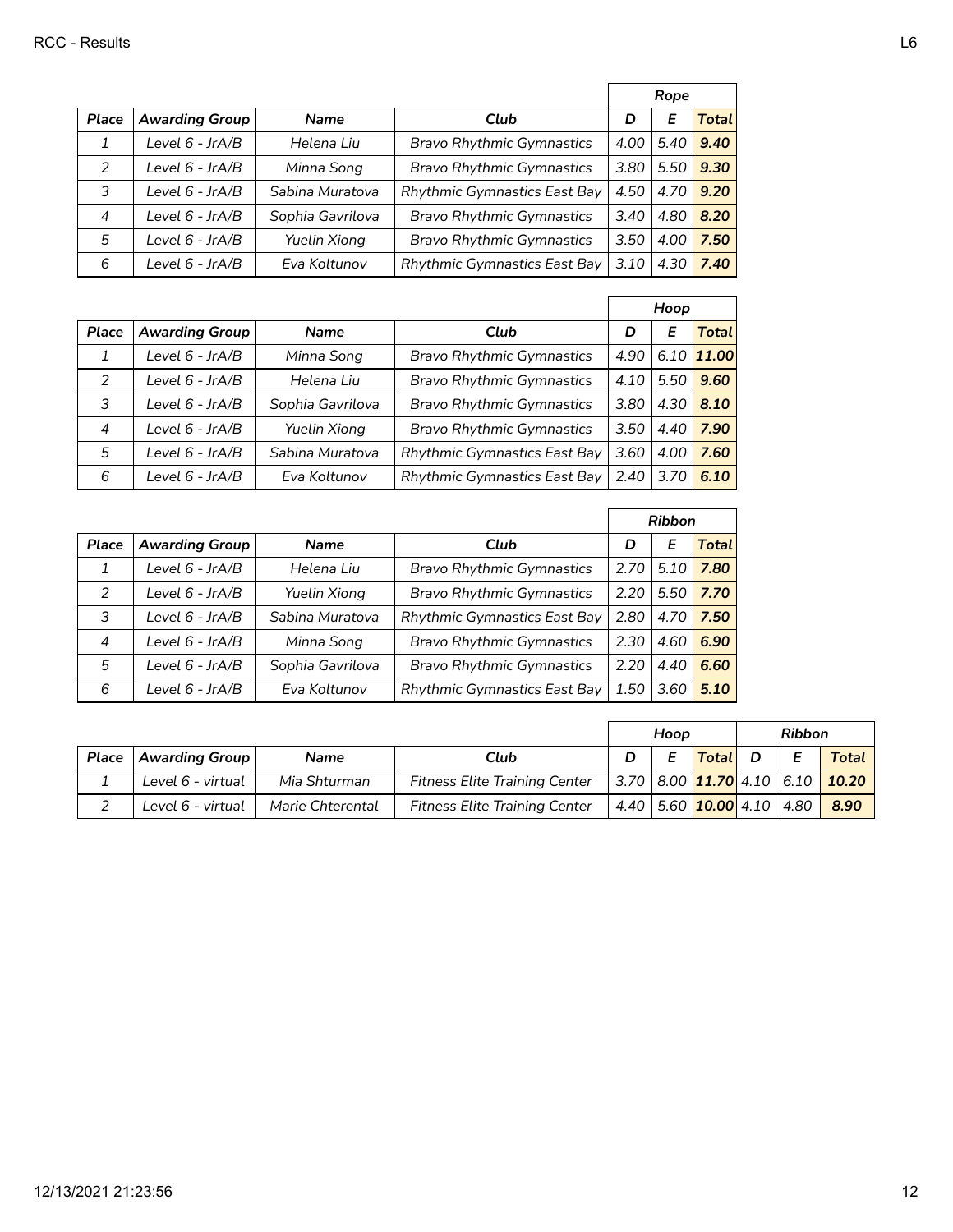| | | | | Rope | | |
|---|---|---|---|---|---|---|
| **Place** | **Awarding Group** | **Name** | **Club** | **D** | **E** | **Total** |
| 1 | Level 6 - JrA/B | Helena Liu | Bravo Rhythmic Gymnastics | 4.00 | 5.40 | **9.40** |
| 2 | Level 6 - JrA/B | Minna Song | Bravo Rhythmic Gymnastics | 3.80 | 5.50 | **9.30** |
| 3 | Level 6 - JrA/B | Sabina Muratova | Rhythmic Gymnastics East Bay | 4.50 | 4.70 | **9.20** |
| 4 | Level 6 - JrA/B | Sophia Gavrilova | Bravo Rhythmic Gymnastics | 3.40 | 4.80 | **8.20** |
| 5 | Level 6 - JrA/B | Yuelin Xiong | Bravo Rhythmic Gymnastics | 3.50 | 4.00 | **7.50** |
| 6 | Level 6 - JrA/B | Eva Koltunov | Rhythmic Gymnastics East Bay | 3.10 | 4.30 | **7.40** |

| | | | | Hoop | | |
|---|---|---|---|---|---|---|
| **Place** | **Awarding Group** | **Name** | **Club** | **D** | **E** | **Total** |
| 1 | Level 6 - JrA/B | Minna Song | Bravo Rhythmic Gymnastics | 4.90 | 6.10 | **11.00** |
| 2 | Level 6 - JrA/B | Helena Liu | Bravo Rhythmic Gymnastics | 4.10 | 5.50 | **9.60** |
| 3 | Level 6 - JrA/B | Sophia Gavrilova | Bravo Rhythmic Gymnastics | 3.80 | 4.30 | **8.10** |
| 4 | Level 6 - JrA/B | Yuelin Xiong | Bravo Rhythmic Gymnastics | 3.50 | 4.40 | **7.90** |
| 5 | Level 6 - JrA/B | Sabina Muratova | Rhythmic Gymnastics East Bay | 3.60 | 4.00 | **7.60** |
| 6 | Level 6 - JrA/B | Eva Koltunov | Rhythmic Gymnastics East Bay | 2.40 | 3.70 | **6.10** |

| | | | | Ribbon | | |
|---|---|---|---|---|---|---|
| **Place** | **Awarding Group** | **Name** | **Club** | **D** | **E** | **Total** |
| 1 | Level 6 - JrA/B | Helena Liu | Bravo Rhythmic Gymnastics | 2.70 | 5.10 | **7.80** |
| 2 | Level 6 - JrA/B | Yuelin Xiong | Bravo Rhythmic Gymnastics | 2.20 | 5.50 | **7.70** |
| 3 | Level 6 - JrA/B | Sabina Muratova | Rhythmic Gymnastics East Bay | 2.80 | 4.70 | **7.50** |
| 4 | Level 6 - JrA/B | Minna Song | Bravo Rhythmic Gymnastics | 2.30 | 4.60 | **6.90** |
| 5 | Level 6 - JrA/B | Sophia Gavrilova | Bravo Rhythmic Gymnastics | 2.20 | 4.40 | **6.60** |
| 6 | Level 6 - JrA/B | Eva Koltunov | Rhythmic Gymnastics East Bay | 1.50 | 3.60 | **5.10** |

| | | | | Hoop | | | Ribbon | | |
|---|---|---|---|---|---|---|---|---|---|
| **Place** | **Awarding Group** | **Name** | **Club** | **D** | **E** | **Total** | **D** | **E** | **Total** |
| 1 | Level 6 - virtual | Mia Shturman | Fitness Elite Training Center | 3.70 | 8.00 | **11.70** | 4.10 | 6.10 | **10.20** |
| 2 | Level 6 - virtual | Marie Chterental | Fitness Elite Training Center | 4.40 | 5.60 | **10.00** | 4.10 | 4.80 | **8.90** |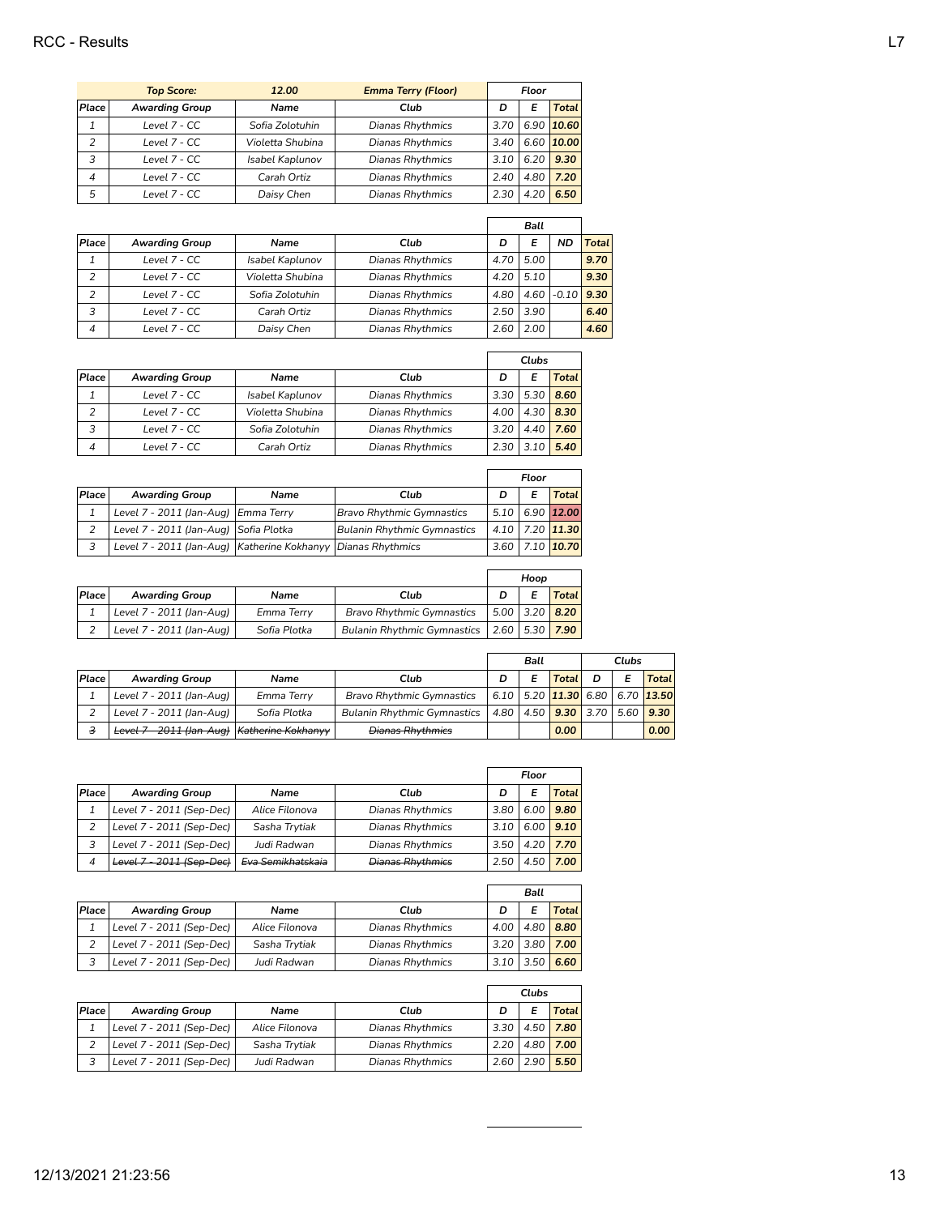| Top Score: | | 12.00 | Emma Terry (Floor) | Floor | | |
|---|---|---|---|---|---|---|
| Place | Awarding Group | Name | Club | D | E | Total |
| 1 | Level 7 - CC | Sofia Zolotuhin | Dianas Rhythmics | 3.70 | 6.90 | 10.60 |
| 2 | Level 7 - CC | Violetta Shubina | Dianas Rhythmics | 3.40 | 6.60 | 10.00 |
| 3 | Level 7 - CC | Isabel Kaplunov | Dianas Rhythmics | 3.10 | 6.20 | 9.30 |
| 4 | Level 7 - CC | Carah Ortiz | Dianas Rhythmics | 2.40 | 4.80 | 7.20 |
| 5 | Level 7 - CC | Daisy Chen | Dianas Rhythmics | 2.30 | 4.20 | 6.50 |

| | | | | Ball | | | |
|---|---|---|---|---|---|---|---|
| Place | Awarding Group | Name | Club | D | E | ND | Total |
| 1 | Level 7 - CC | Isabel Kaplunov | Dianas Rhythmics | 4.70 | 5.00 | | 9.70 |
| 2 | Level 7 - CC | Violetta Shubina | Dianas Rhythmics | 4.20 | 5.10 | | 9.30 |
| 2 | Level 7 - CC | Sofia Zolotuhin | Dianas Rhythmics | 4.80 | 4.60 | -0.10 | 9.30 |
| 3 | Level 7 - CC | Carah Ortiz | Dianas Rhythmics | 2.50 | 3.90 | | 6.40 |
| 4 | Level 7 - CC | Daisy Chen | Dianas Rhythmics | 2.60 | 2.00 | | 4.60 |

| | | | | Clubs | | |
|---|---|---|---|---|---|---|
| Place | Awarding Group | Name | Club | D | E | Total |
| 1 | Level 7 - CC | Isabel Kaplunov | Dianas Rhythmics | 3.30 | 5.30 | 8.60 |
| 2 | Level 7 - CC | Violetta Shubina | Dianas Rhythmics | 4.00 | 4.30 | 8.30 |
| 3 | Level 7 - CC | Sofia Zolotuhin | Dianas Rhythmics | 3.20 | 4.40 | 7.60 |
| 4 | Level 7 - CC | Carah Ortiz | Dianas Rhythmics | 2.30 | 3.10 | 5.40 |

| | | | | Floor | | |
|---|---|---|---|---|---|---|
| Place | Awarding Group | Name | Club | D | E | Total |
| 1 | Level 7 - 2011 (Jan-Aug) | Emma Terry | Bravo Rhythmic Gymnastics | 5.10 | 6.90 | 12.00 |
| 2 | Level 7 - 2011 (Jan-Aug) | Sofia Plotka | Bulanin Rhythmic Gymnastics | 4.10 | 7.20 | 11.30 |
| 3 | Level 7 - 2011 (Jan-Aug) | Katherine Kokhanyy | Dianas Rhythmics | 3.60 | 7.10 | 10.70 |

| | | | | Hoop | | |
|---|---|---|---|---|---|---|
| Place | Awarding Group | Name | Club | D | E | Total |
| 1 | Level 7 - 2011 (Jan-Aug) | Emma Terry | Bravo Rhythmic Gymnastics | 5.00 | 3.20 | 8.20 |
| 2 | Level 7 - 2011 (Jan-Aug) | Sofia Plotka | Bulanin Rhythmic Gymnastics | 2.60 | 5.30 | 7.90 |

| | | | | Ball | | | Clubs | | |
|---|---|---|---|---|---|---|---|---|---|
| Place | Awarding Group | Name | Club | D | E | Total | D | E | Total |
| 1 | Level 7 - 2011 (Jan-Aug) | Emma Terry | Bravo Rhythmic Gymnastics | 6.10 | 5.20 | 11.30 | 6.80 | 6.70 | 13.50 |
| 2 | Level 7 - 2011 (Jan-Aug) | Sofia Plotka | Bulanin Rhythmic Gymnastics | 4.80 | 4.50 | 9.30 | 3.70 | 5.60 | 9.30 |
| ~~3~~ | ~~Level 7 - 2011 (Jan-Aug)~~ | ~~Katherine Kokhanyy~~ | ~~Dianas Rhythmics~~ | | | 0.00 | | | 0.00 |

| | | | | Floor | | |
|---|---|---|---|---|---|---|
| Place | Awarding Group | Name | Club | D | E | Total |
| 1 | Level 7 - 2011 (Sep-Dec) | Alice Filonova | Dianas Rhythmics | 3.80 | 6.00 | 9.80 |
| 2 | Level 7 - 2011 (Sep-Dec) | Sasha Trytiak | Dianas Rhythmics | 3.10 | 6.00 | 9.10 |
| 3 | Level 7 - 2011 (Sep-Dec) | Judi Radwan | Dianas Rhythmics | 3.50 | 4.20 | 7.70 |
| 4 | ~~Level 7 - 2011 (Sep-Dec)~~ | ~~Eva Semikhatskaia~~ | ~~Dianas Rhythmics~~ | 2.50 | 4.50 | 7.00 |

| | | | | Ball | | |
|---|---|---|---|---|---|---|
| Place | Awarding Group | Name | Club | D | E | Total |
| 1 | Level 7 - 2011 (Sep-Dec) | Alice Filonova | Dianas Rhythmics | 4.00 | 4.80 | 8.80 |
| 2 | Level 7 - 2011 (Sep-Dec) | Sasha Trytiak | Dianas Rhythmics | 3.20 | 3.80 | 7.00 |
| 3 | Level 7 - 2011 (Sep-Dec) | Judi Radwan | Dianas Rhythmics | 3.10 | 3.50 | 6.60 |

| | | | | Clubs | | |
|---|---|---|---|---|---|---|
| Place | Awarding Group | Name | Club | D | E | Total |
| 1 | Level 7 - 2011 (Sep-Dec) | Alice Filonova | Dianas Rhythmics | 3.30 | 4.50 | 7.80 |
| 2 | Level 7 - 2011 (Sep-Dec) | Sasha Trytiak | Dianas Rhythmics | 2.20 | 4.80 | 7.00 |
| 3 | Level 7 - 2011 (Sep-Dec) | Judi Radwan | Dianas Rhythmics | 2.60 | 2.90 | 5.50 |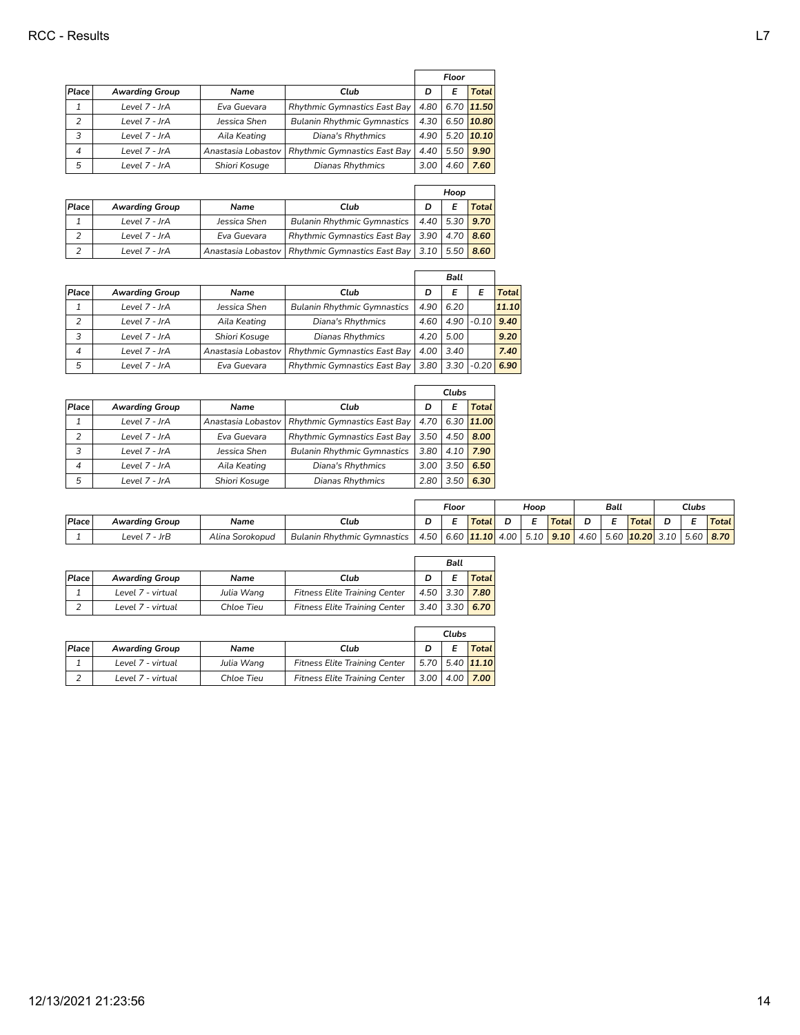| Place | Awarding Group | Name | Club | Floor | | |
|---|---|---|---|---|---|---|
| | | | | D | E | Total |
| 1 | Level 7 - JrA | Eva Guevara | Rhythmic Gymnastics East Bay | 4.80 | 6.70 | 11.50 |
| 2 | Level 7 - JrA | Jessica Shen | Bulanin Rhythmic Gymnastics | 4.30 | 6.50 | 10.80 |
| 3 | Level 7 - JrA | Aila Keating | Diana's Rhythmics | 4.90 | 5.20 | 10.10 |
| 4 | Level 7 - JrA | Anastasia Lobastov | Rhythmic Gymnastics East Bay | 4.40 | 5.50 | 9.90 |
| 5 | Level 7 - JrA | Shiori Kosuge | Dianas Rhythmics | 3.00 | 4.60 | 7.60 |

| Place | Awarding Group | Name | Club | Hoop | | |
|---|---|---|---|---|---|---|
| | | | | D | E | Total |
| 1 | Level 7 - JrA | Jessica Shen | Bulanin Rhythmic Gymnastics | 4.40 | 5.30 | 9.70 |
| 2 | Level 7 - JrA | Eva Guevara | Rhythmic Gymnastics East Bay | 3.90 | 4.70 | 8.60 |
| 2 | Level 7 - JrA | Anastasia Lobastov | Rhythmic Gymnastics East Bay | 3.10 | 5.50 | 8.60 |

| Place | Awarding Group | Name | Club | Ball | | | |
|---|---|---|---|---|---|---|---|
| | | | | D | E | E | Total |
| 1 | Level 7 - JrA | Jessica Shen | Bulanin Rhythmic Gymnastics | 4.90 | 6.20 | | 11.10 |
| 2 | Level 7 - JrA | Aila Keating | Diana's Rhythmics | 4.60 | 4.90 | -0.10 | 9.40 |
| 3 | Level 7 - JrA | Shiori Kosuge | Dianas Rhythmics | 4.20 | 5.00 | | 9.20 |
| 4 | Level 7 - JrA | Anastasia Lobastov | Rhythmic Gymnastics East Bay | 4.00 | 3.40 | | 7.40 |
| 5 | Level 7 - JrA | Eva Guevara | Rhythmic Gymnastics East Bay | 3.80 | 3.30 | -0.20 | 6.90 |

| Place | Awarding Group | Name | Club | Clubs | | |
|---|---|---|---|---|---|---|
| | | | | D | E | Total |
| 1 | Level 7 - JrA | Anastasia Lobastov | Rhythmic Gymnastics East Bay | 4.70 | 6.30 | 11.00 |
| 2 | Level 7 - JrA | Eva Guevara | Rhythmic Gymnastics East Bay | 3.50 | 4.50 | 8.00 |
| 3 | Level 7 - JrA | Jessica Shen | Bulanin Rhythmic Gymnastics | 3.80 | 4.10 | 7.90 |
| 4 | Level 7 - JrA | Aila Keating | Diana's Rhythmics | 3.00 | 3.50 | 6.50 |
| 5 | Level 7 - JrA | Shiori Kosuge | Dianas Rhythmics | 2.80 | 3.50 | 6.30 |

| Place | Awarding Group | Name | Club | Floor | | | Hoop | | | Ball | | | Clubs | | |
|---|---|---|---|---|---|---|---|---|---|---|---|---|---|---|---|
| | | | | D | E | Total | D | E | Total | D | E | Total | D | E | Total |
| 1 | Level 7 - JrB | Alina Sorokopud | Bulanin Rhythmic Gymnastics | 4.50 | 6.60 | 11.10 | 4.00 | 5.10 | 9.10 | 4.60 | 5.60 | 10.20 | 3.10 | 5.60 | 8.70 |

| Place | Awarding Group | Name | Club | Ball | | |
|---|---|---|---|---|---|---|
| | | | | D | E | Total |
| 1 | Level 7 - virtual | Julia Wang | Fitness Elite Training Center | 4.50 | 3.30 | 7.80 |
| 2 | Level 7 - virtual | Chloe Tieu | Fitness Elite Training Center | 3.40 | 3.30 | 6.70 |

| Place | Awarding Group | Name | Club | Clubs | | |
|---|---|---|---|---|---|---|
| | | | | D | E | Total |
| 1 | Level 7 - virtual | Julia Wang | Fitness Elite Training Center | 5.70 | 5.40 | 11.10 |
| 2 | Level 7 - virtual | Chloe Tieu | Fitness Elite Training Center | 3.00 | 4.00 | 7.00 |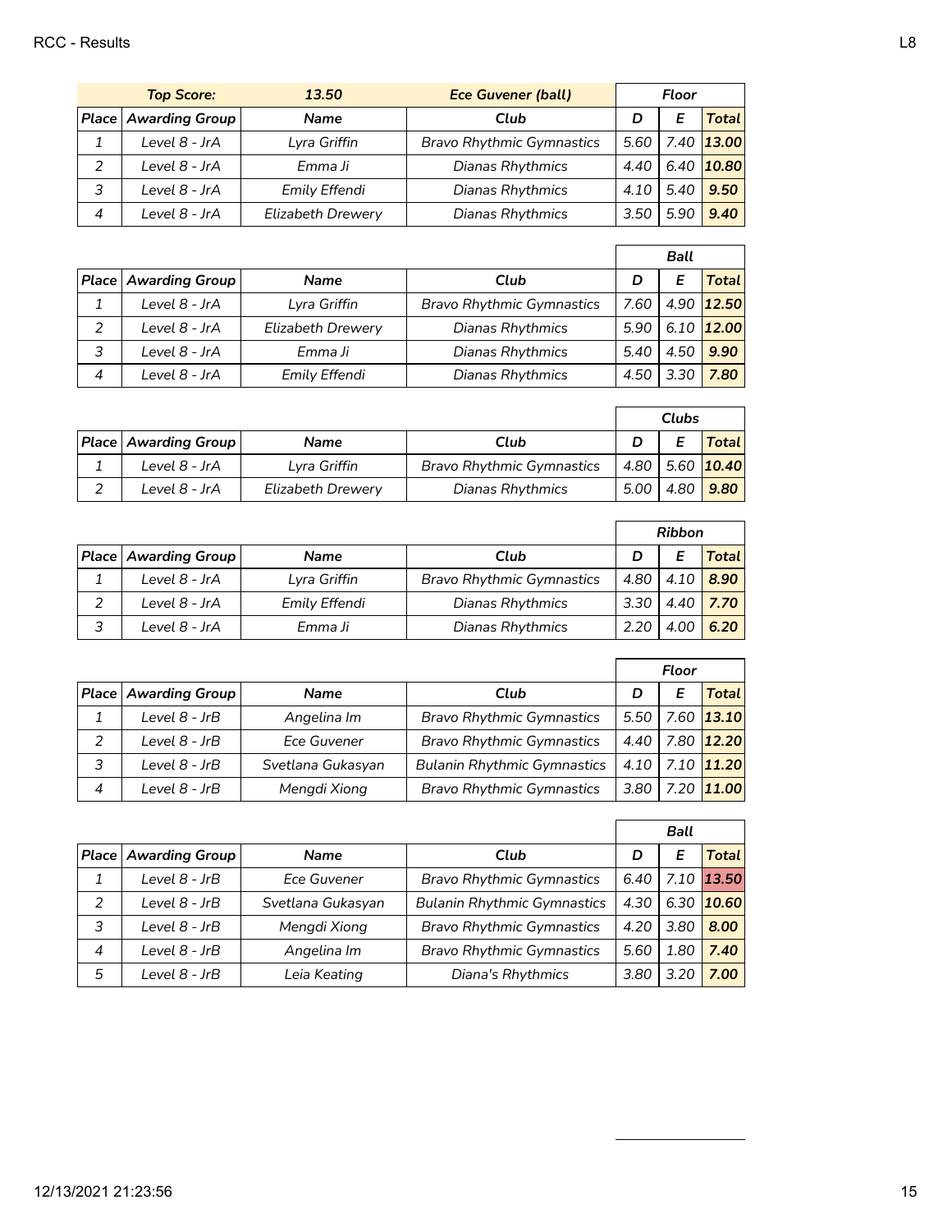| Top Score: | 13.50 | Ece Guvener (ball) | | Floor | |
|---|---|---|---|---|---|---|
| **Place** | **Awarding Group** | **Name** | **Club** | **D** | **E** | **Total** |
| 1 | Level 8 - JrA | Lyra Griffin | Bravo Rhythmic Gymnastics | 5.60 | 7.40 | 13.00 |
| 2 | Level 8 - JrA | Emma Ji | Dianas Rhythmics | 4.40 | 6.40 | 10.80 |
| 3 | Level 8 - JrA | Emily Effendi | Dianas Rhythmics | 4.10 | 5.40 | 9.50 |
| 4 | Level 8 - JrA | Elizabeth Drewery | Dianas Rhythmics | 3.50 | 5.90 | 9.40 |

| | | | | | Ball | |
|---|---|---|---|---|---|---|
| **Place** | **Awarding Group** | **Name** | **Club** | **D** | **E** | **Total** |
| 1 | Level 8 - JrA | Lyra Griffin | Bravo Rhythmic Gymnastics | 7.60 | 4.90 | 12.50 |
| 2 | Level 8 - JrA | Elizabeth Drewery | Dianas Rhythmics | 5.90 | 6.10 | 12.00 |
| 3 | Level 8 - JrA | Emma Ji | Dianas Rhythmics | 5.40 | 4.50 | 9.90 |
| 4 | Level 8 - JrA | Emily Effendi | Dianas Rhythmics | 4.50 | 3.30 | 7.80 |

| | | | | | Clubs | |
|---|---|---|---|---|---|---|
| **Place** | **Awarding Group** | **Name** | **Club** | **D** | **E** | **Total** |
| 1 | Level 8 - JrA | Lyra Griffin | Bravo Rhythmic Gymnastics | 4.80 | 5.60 | 10.40 |
| 2 | Level 8 - JrA | Elizabeth Drewery | Dianas Rhythmics | 5.00 | 4.80 | 9.80 |

| | | | | | Ribbon | |
|---|---|---|---|---|---|---|
| **Place** | **Awarding Group** | **Name** | **Club** | **D** | **E** | **Total** |
| 1 | Level 8 - JrA | Lyra Griffin | Bravo Rhythmic Gymnastics | 4.80 | 4.10 | 8.90 |
| 2 | Level 8 - JrA | Emily Effendi | Dianas Rhythmics | 3.30 | 4.40 | 7.70 |
| 3 | Level 8 - JrA | Emma Ji | Dianas Rhythmics | 2.20 | 4.00 | 6.20 |

| | | | | | Floor | |
|---|---|---|---|---|---|---|
| **Place** | **Awarding Group** | **Name** | **Club** | **D** | **E** | **Total** |
| 1 | Level 8 - JrB | Angelina Im | Bravo Rhythmic Gymnastics | 5.50 | 7.60 | 13.10 |
| 2 | Level 8 - JrB | Ece Guvener | Bravo Rhythmic Gymnastics | 4.40 | 7.80 | 12.20 |
| 3 | Level 8 - JrB | Svetlana Gukasyan | Bulanin Rhythmic Gymnastics | 4.10 | 7.10 | 11.20 |
| 4 | Level 8 - JrB | Mengdi Xiong | Bravo Rhythmic Gymnastics | 3.80 | 7.20 | 11.00 |

| | | | | | Ball | |
|---|---|---|---|---|---|---|
| **Place** | **Awarding Group** | **Name** | **Club** | **D** | **E** | **Total** |
| 1 | Level 8 - JrB | Ece Guvener | Bravo Rhythmic Gymnastics | 6.40 | 7.10 | 13.50 |
| 2 | Level 8 - JrB | Svetlana Gukasyan | Bulanin Rhythmic Gymnastics | 4.30 | 6.30 | 10.60 |
| 3 | Level 8 - JrB | Mengdi Xiong | Bravo Rhythmic Gymnastics | 4.20 | 3.80 | 8.00 |
| 4 | Level 8 - JrB | Angelina Im | Bravo Rhythmic Gymnastics | 5.60 | 1.80 | 7.40 |
| 5 | Level 8 - JrB | Leia Keating | Diana's Rhythmics | 3.80 | 3.20 | 7.00 |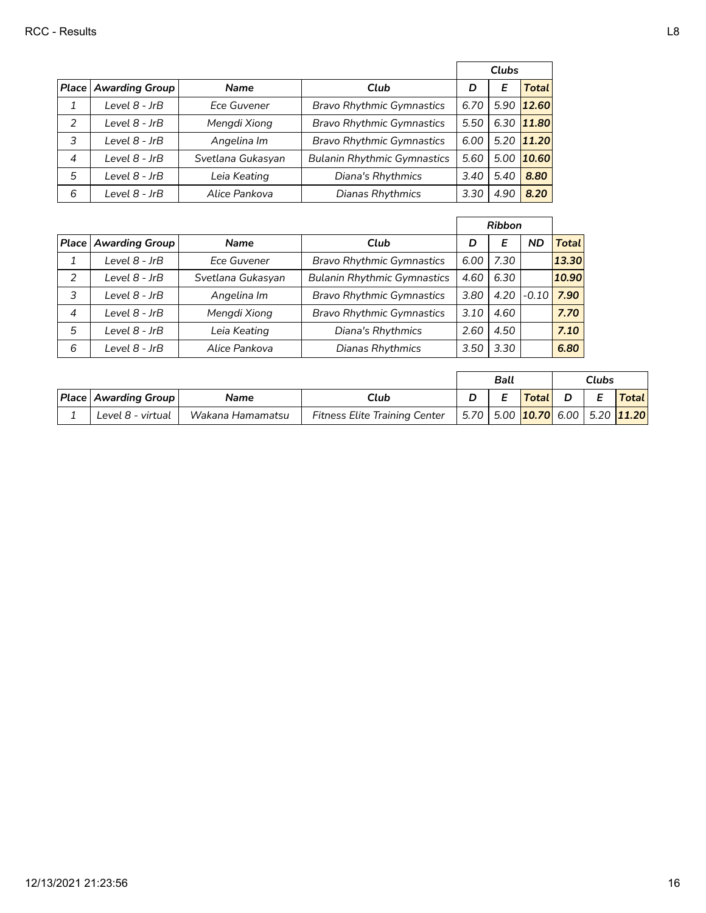| Place | Awarding Group | Name | Club | Clubs | | |
|---|---|---|---|---|---|---|
| | | | | D | E | Total |
| 1 | Level 8 - JrB | Ece Guvener | Bravo Rhythmic Gymnastics | 6.70 | 5.90 | 12.60 |
| 2 | Level 8 - JrB | Mengdi Xiong | Bravo Rhythmic Gymnastics | 5.50 | 6.30 | 11.80 |
| 3 | Level 8 - JrB | Angelina Im | Bravo Rhythmic Gymnastics | 6.00 | 5.20 | 11.20 |
| 4 | Level 8 - JrB | Svetlana Gukasyan | Bulanin Rhythmic Gymnastics | 5.60 | 5.00 | 10.60 |
| 5 | Level 8 - JrB | Leia Keating | Diana's Rhythmics | 3.40 | 5.40 | 8.80 |
| 6 | Level 8 - JrB | Alice Pankova | Dianas Rhythmics | 3.30 | 4.90 | 8.20 |

| Place | Awarding Group | Name | Club | Ribbon | | | |
|---|---|---|---|---|---|---|---|
| | | | | D | E | ND | Total |
| 1 | Level 8 - JrB | Ece Guvener | Bravo Rhythmic Gymnastics | 6.00 | 7.30 | | 13.30 |
| 2 | Level 8 - JrB | Svetlana Gukasyan | Bulanin Rhythmic Gymnastics | 4.60 | 6.30 | | 10.90 |
| 3 | Level 8 - JrB | Angelina Im | Bravo Rhythmic Gymnastics | 3.80 | 4.20 | -0.10 | 7.90 |
| 4 | Level 8 - JrB | Mengdi Xiong | Bravo Rhythmic Gymnastics | 3.10 | 4.60 | | 7.70 |
| 5 | Level 8 - JrB | Leia Keating | Diana's Rhythmics | 2.60 | 4.50 | | 7.10 |
| 6 | Level 8 - JrB | Alice Pankova | Dianas Rhythmics | 3.50 | 3.30 | | 6.80 |

| Place | Awarding Group | Name | Club | Ball | | | Clubs | | |
|---|---|---|---|---|---|---|---|---|---|
| | | | | D | E | Total | D | E | Total |
| 1 | Level 8 - virtual | Wakana Hamamatsu | Fitness Elite Training Center | 5.70 | 5.00 | 10.70 | 6.00 | 5.20 | 11.20 |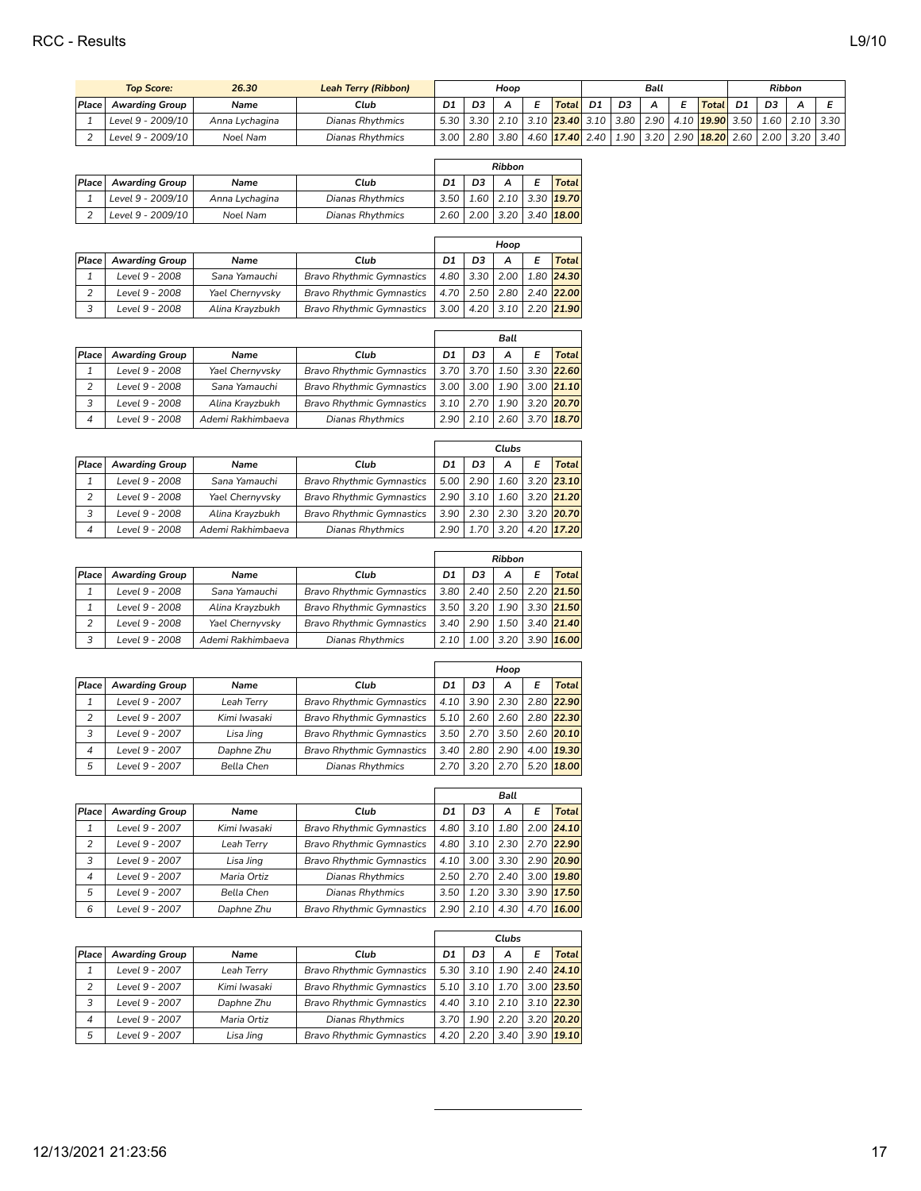| Top Score: | 26.30 | Leah Terry (Ribbon) | Hoop | | | | | Ball | | | | | Ribbon | | | |
|---|---|---|---|---|---|---|---|---|---|---|---|---|---|---|---|---|
| Place | Awarding Group | Name | Club | D1 | D3 | A | E | Total | D1 | D3 | A | E | Total | D1 | D3 | A | E |
| 1 | Level 9 - 2009/10 | Anna Lychagina | Dianas Rhythmics | 5.30 | 3.30 | 2.10 | 3.10 | 23.40 | 3.10 | 3.80 | 2.90 | 4.10 | 19.90 | 3.50 | 1.60 | 2.10 | 3.30 |
| 2 | Level 9 - 2009/10 | Noel Nam | Dianas Rhythmics | 3.00 | 2.80 | 3.80 | 4.60 | 17.40 | 2.40 | 1.90 | 3.20 | 2.90 | 18.20 | 2.60 | 2.00 | 3.20 | 3.40 |

| | | | | Ribbon | | | | |
|---|---|---|---|---|---|---|---|---|
| Place | Awarding Group | Name | Club | D1 | D3 | A | E | Total |
| 1 | Level 9 - 2009/10 | Anna Lychagina | Dianas Rhythmics | 3.50 | 1.60 | 2.10 | 3.30 | 19.70 |
| 2 | Level 9 - 2009/10 | Noel Nam | Dianas Rhythmics | 2.60 | 2.00 | 3.20 | 3.40 | 18.00 |

| | | | | Hoop | | | | |
|---|---|---|---|---|---|---|---|---|
| Place | Awarding Group | Name | Club | D1 | D3 | A | E | Total |
| 1 | Level 9 - 2008 | Sana Yamauchi | Bravo Rhythmic Gymnastics | 4.80 | 3.30 | 2.00 | 1.80 | 24.30 |
| 2 | Level 9 - 2008 | Yael Chernyvsky | Bravo Rhythmic Gymnastics | 4.70 | 2.50 | 2.80 | 2.40 | 22.00 |
| 3 | Level 9 - 2008 | Alina Krayzbukh | Bravo Rhythmic Gymnastics | 3.00 | 4.20 | 3.10 | 2.20 | 21.90 |

| | | | | Ball | | | | |
|---|---|---|---|---|---|---|---|---|
| Place | Awarding Group | Name | Club | D1 | D3 | A | E | Total |
| 1 | Level 9 - 2008 | Yael Chernyvsky | Bravo Rhythmic Gymnastics | 3.70 | 3.70 | 1.50 | 3.30 | 22.60 |
| 2 | Level 9 - 2008 | Sana Yamauchi | Bravo Rhythmic Gymnastics | 3.00 | 3.00 | 1.90 | 3.00 | 21.10 |
| 3 | Level 9 - 2008 | Alina Krayzbukh | Bravo Rhythmic Gymnastics | 3.10 | 2.70 | 1.90 | 3.20 | 20.70 |
| 4 | Level 9 - 2008 | Ademi Rakhimbaeva | Dianas Rhythmics | 2.90 | 2.10 | 2.60 | 3.70 | 18.70 |

| | | | | Clubs | | | | |
|---|---|---|---|---|---|---|---|---|
| Place | Awarding Group | Name | Club | D1 | D3 | A | E | Total |
| 1 | Level 9 - 2008 | Sana Yamauchi | Bravo Rhythmic Gymnastics | 5.00 | 2.90 | 1.60 | 3.20 | 23.10 |
| 2 | Level 9 - 2008 | Yael Chernyvsky | Bravo Rhythmic Gymnastics | 2.90 | 3.10 | 1.60 | 3.20 | 21.20 |
| 3 | Level 9 - 2008 | Alina Krayzbukh | Bravo Rhythmic Gymnastics | 3.90 | 2.30 | 2.30 | 3.20 | 20.70 |
| 4 | Level 9 - 2008 | Ademi Rakhimbaeva | Dianas Rhythmics | 2.90 | 1.70 | 3.20 | 4.20 | 17.20 |

| | | | | Ribbon | | | | |
|---|---|---|---|---|---|---|---|---|
| Place | Awarding Group | Name | Club | D1 | D3 | A | E | Total |
| 1 | Level 9 - 2008 | Sana Yamauchi | Bravo Rhythmic Gymnastics | 3.80 | 2.40 | 2.50 | 2.20 | 21.50 |
| 1 | Level 9 - 2008 | Alina Krayzbukh | Bravo Rhythmic Gymnastics | 3.50 | 3.20 | 1.90 | 3.30 | 21.50 |
| 2 | Level 9 - 2008 | Yael Chernyvsky | Bravo Rhythmic Gymnastics | 3.40 | 2.90 | 1.50 | 3.40 | 21.40 |
| 3 | Level 9 - 2008 | Ademi Rakhimbaeva | Dianas Rhythmics | 2.10 | 1.00 | 3.20 | 3.90 | 16.00 |

| | | | | Hoop | | | | |
|---|---|---|---|---|---|---|---|---|
| Place | Awarding Group | Name | Club | D1 | D3 | A | E | Total |
| 1 | Level 9 - 2007 | Leah Terry | Bravo Rhythmic Gymnastics | 4.10 | 3.90 | 2.30 | 2.80 | 22.90 |
| 2 | Level 9 - 2007 | Kimi Iwasaki | Bravo Rhythmic Gymnastics | 5.10 | 2.60 | 2.60 | 2.80 | 22.30 |
| 3 | Level 9 - 2007 | Lisa Jing | Bravo Rhythmic Gymnastics | 3.50 | 2.70 | 3.50 | 2.60 | 20.10 |
| 4 | Level 9 - 2007 | Daphne Zhu | Bravo Rhythmic Gymnastics | 3.40 | 2.80 | 2.90 | 4.00 | 19.30 |
| 5 | Level 9 - 2007 | Bella Chen | Dianas Rhythmics | 2.70 | 3.20 | 2.70 | 5.20 | 18.00 |

| | | | | Ball | | | | |
|---|---|---|---|---|---|---|---|---|
| Place | Awarding Group | Name | Club | D1 | D3 | A | E | Total |
| 1 | Level 9 - 2007 | Kimi Iwasaki | Bravo Rhythmic Gymnastics | 4.80 | 3.10 | 1.80 | 2.00 | 24.10 |
| 2 | Level 9 - 2007 | Leah Terry | Bravo Rhythmic Gymnastics | 4.80 | 3.10 | 2.30 | 2.70 | 22.90 |
| 3 | Level 9 - 2007 | Lisa Jing | Bravo Rhythmic Gymnastics | 4.10 | 3.00 | 3.30 | 2.90 | 20.90 |
| 4 | Level 9 - 2007 | Maria Ortiz | Dianas Rhythmics | 2.50 | 2.70 | 2.40 | 3.00 | 19.80 |
| 5 | Level 9 - 2007 | Bella Chen | Dianas Rhythmics | 3.50 | 1.20 | 3.30 | 3.90 | 17.50 |
| 6 | Level 9 - 2007 | Daphne Zhu | Bravo Rhythmic Gymnastics | 2.90 | 2.10 | 4.30 | 4.70 | 16.00 |

| | | | | Clubs | | | | |
|---|---|---|---|---|---|---|---|---|
| Place | Awarding Group | Name | Club | D1 | D3 | A | E | Total |
| 1 | Level 9 - 2007 | Leah Terry | Bravo Rhythmic Gymnastics | 5.30 | 3.10 | 1.90 | 2.40 | 24.10 |
| 2 | Level 9 - 2007 | Kimi Iwasaki | Bravo Rhythmic Gymnastics | 5.10 | 3.10 | 1.70 | 3.00 | 23.50 |
| 3 | Level 9 - 2007 | Daphne Zhu | Bravo Rhythmic Gymnastics | 4.40 | 3.10 | 2.10 | 3.10 | 22.30 |
| 4 | Level 9 - 2007 | Maria Ortiz | Dianas Rhythmics | 3.70 | 1.90 | 2.20 | 3.20 | 20.20 |
| 5 | Level 9 - 2007 | Lisa Jing | Bravo Rhythmic Gymnastics | 4.20 | 2.20 | 3.40 | 3.90 | 19.10 |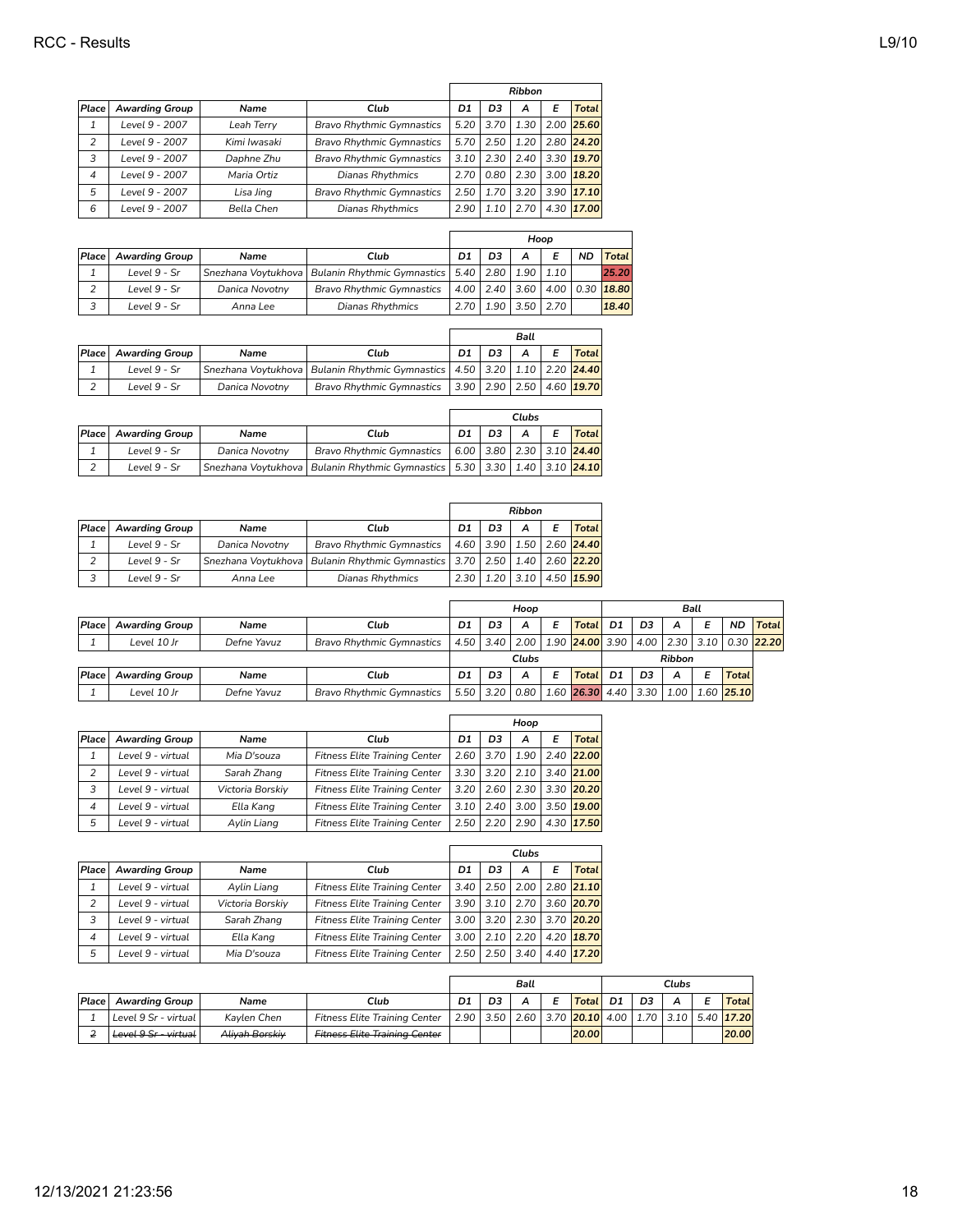| | | | | Ribbon | | | | |
|---|---|---|---|---|---|---|---|---|
| Place | Awarding Group | Name | Club | D1 | D3 | A | E | Total |
| 1 | Level 9 - 2007 | Leah Terry | Bravo Rhythmic Gymnastics | 5.20 | 3.70 | 1.30 | 2.00 | 25.60 |
| 2 | Level 9 - 2007 | Kimi Iwasaki | Bravo Rhythmic Gymnastics | 5.70 | 2.50 | 1.20 | 2.80 | 24.20 |
| 3 | Level 9 - 2007 | Daphne Zhu | Bravo Rhythmic Gymnastics | 3.10 | 2.30 | 2.40 | 3.30 | 19.70 |
| 4 | Level 9 - 2007 | Maria Ortiz | Dianas Rhythmics | 2.70 | 0.80 | 2.30 | 3.00 | 18.20 |
| 5 | Level 9 - 2007 | Lisa Jing | Bravo Rhythmic Gymnastics | 2.50 | 1.70 | 3.20 | 3.90 | 17.10 |
| 6 | Level 9 - 2007 | Bella Chen | Dianas Rhythmics | 2.90 | 1.10 | 2.70 | 4.30 | 17.00 |

| | | | | Hoop | | | | | |
|---|---|---|---|---|---|---|---|---|---|
| Place | Awarding Group | Name | Club | D1 | D3 | A | E | ND | Total |
| 1 | Level 9 - Sr | Snezhana Voytukhova | Bulanin Rhythmic Gymnastics | 5.40 | 2.80 | 1.90 | 1.10 | | 25.20 |
| 2 | Level 9 - Sr | Danica Novotny | Bravo Rhythmic Gymnastics | 4.00 | 2.40 | 3.60 | 4.00 | 0.30 | 18.80 |
| 3 | Level 9 - Sr | Anna Lee | Dianas Rhythmics | 2.70 | 1.90 | 3.50 | 2.70 | | 18.40 |

| | | | | Ball | | | | |
|---|---|---|---|---|---|---|---|---|
| Place | Awarding Group | Name | Club | D1 | D3 | A | E | Total |
| 1 | Level 9 - Sr | Snezhana Voytukhova | Bulanin Rhythmic Gymnastics | 4.50 | 3.20 | 1.10 | 2.20 | 24.40 |
| 2 | Level 9 - Sr | Danica Novotny | Bravo Rhythmic Gymnastics | 3.90 | 2.90 | 2.50 | 4.60 | 19.70 |

| | | | | Clubs | | | | |
|---|---|---|---|---|---|---|---|---|
| Place | Awarding Group | Name | Club | D1 | D3 | A | E | Total |
| 1 | Level 9 - Sr | Danica Novotny | Bravo Rhythmic Gymnastics | 6.00 | 3.80 | 2.30 | 3.10 | 24.40 |
| 2 | Level 9 - Sr | Snezhana Voytukhova | Bulanin Rhythmic Gymnastics | 5.30 | 3.30 | 1.40 | 3.10 | 24.10 |

| | | | | Ribbon | | | | |
|---|---|---|---|---|---|---|---|---|
| Place | Awarding Group | Name | Club | D1 | D3 | A | E | Total |
| 1 | Level 9 - Sr | Danica Novotny | Bravo Rhythmic Gymnastics | 4.60 | 3.90 | 1.50 | 2.60 | 24.40 |
| 2 | Level 9 - Sr | Snezhana Voytukhova | Bulanin Rhythmic Gymnastics | 3.70 | 2.50 | 1.40 | 2.60 | 22.20 |
| 3 | Level 9 - Sr | Anna Lee | Dianas Rhythmics | 2.30 | 1.20 | 3.10 | 4.50 | 15.90 |

| | | | | Hoop | | | | | Ball | | | | | |
|---|---|---|---|---|---|---|---|---|---|---|---|---|---|---|
| Place | Awarding Group | Name | Club | D1 | D3 | A | E | Total | D1 | D3 | A | E | ND | Total |
| 1 | Level 10 Jr | Defne Yavuz | Bravo Rhythmic Gymnastics | 4.50 | 3.40 | 2.00 | 1.90 | 24.00 | 3.90 | 4.00 | 2.30 | 3.10 | 0.30 | 22.20 |

| | | | | Clubs | | | | | Ribbon | | | | |
|---|---|---|---|---|---|---|---|---|---|---|---|---|---|
| Place | Awarding Group | Name | Club | D1 | D3 | A | E | Total | D1 | D3 | A | E | Total |
| 1 | Level 10 Jr | Defne Yavuz | Bravo Rhythmic Gymnastics | 5.50 | 3.20 | 0.80 | 1.60 | 26.30 | 4.40 | 3.30 | 1.00 | 1.60 | 25.10 |

| | | | | Hoop | | | | |
|---|---|---|---|---|---|---|---|---|
| Place | Awarding Group | Name | Club | D1 | D3 | A | E | Total |
| 1 | Level 9 - virtual | Mia D'souza | Fitness Elite Training Center | 2.60 | 3.70 | 1.90 | 2.40 | 22.00 |
| 2 | Level 9 - virtual | Sarah Zhang | Fitness Elite Training Center | 3.30 | 3.20 | 2.10 | 3.40 | 21.00 |
| 3 | Level 9 - virtual | Victoria Borskiy | Fitness Elite Training Center | 3.20 | 2.60 | 2.30 | 3.30 | 20.20 |
| 4 | Level 9 - virtual | Ella Kang | Fitness Elite Training Center | 3.10 | 2.40 | 3.00 | 3.50 | 19.00 |
| 5 | Level 9 - virtual | Aylin Liang | Fitness Elite Training Center | 2.50 | 2.20 | 2.90 | 4.30 | 17.50 |

| | | | | Clubs | | | | |
|---|---|---|---|---|---|---|---|---|
| Place | Awarding Group | Name | Club | D1 | D3 | A | E | Total |
| 1 | Level 9 - virtual | Aylin Liang | Fitness Elite Training Center | 3.40 | 2.50 | 2.00 | 2.80 | 21.10 |
| 2 | Level 9 - virtual | Victoria Borskiy | Fitness Elite Training Center | 3.90 | 3.10 | 2.70 | 3.60 | 20.70 |
| 3 | Level 9 - virtual | Sarah Zhang | Fitness Elite Training Center | 3.00 | 3.20 | 2.30 | 3.70 | 20.20 |
| 4 | Level 9 - virtual | Ella Kang | Fitness Elite Training Center | 3.00 | 2.10 | 2.20 | 4.20 | 18.70 |
| 5 | Level 9 - virtual | Mia D'souza | Fitness Elite Training Center | 2.50 | 2.50 | 3.40 | 4.40 | 17.20 |

| | | | | Ball | | | | | Clubs | | | | |
|---|---|---|---|---|---|---|---|---|---|---|---|---|---|
| Place | Awarding Group | Name | Club | D1 | D3 | A | E | Total | D1 | D3 | A | E | Total |
| 1 | Level 9 Sr - virtual | Kaylen Chen | Fitness Elite Training Center | 2.90 | 3.50 | 2.60 | 3.70 | 20.10 | 4.00 | 1.70 | 3.10 | 5.40 | 17.20 |
| ~~2~~ | ~~Level 9 Sr - virtual~~ | ~~Aliyah Borskiy~~ | ~~Fitness Elite Training Center~~ | | | | | 20.00 | | | | | 20.00 |